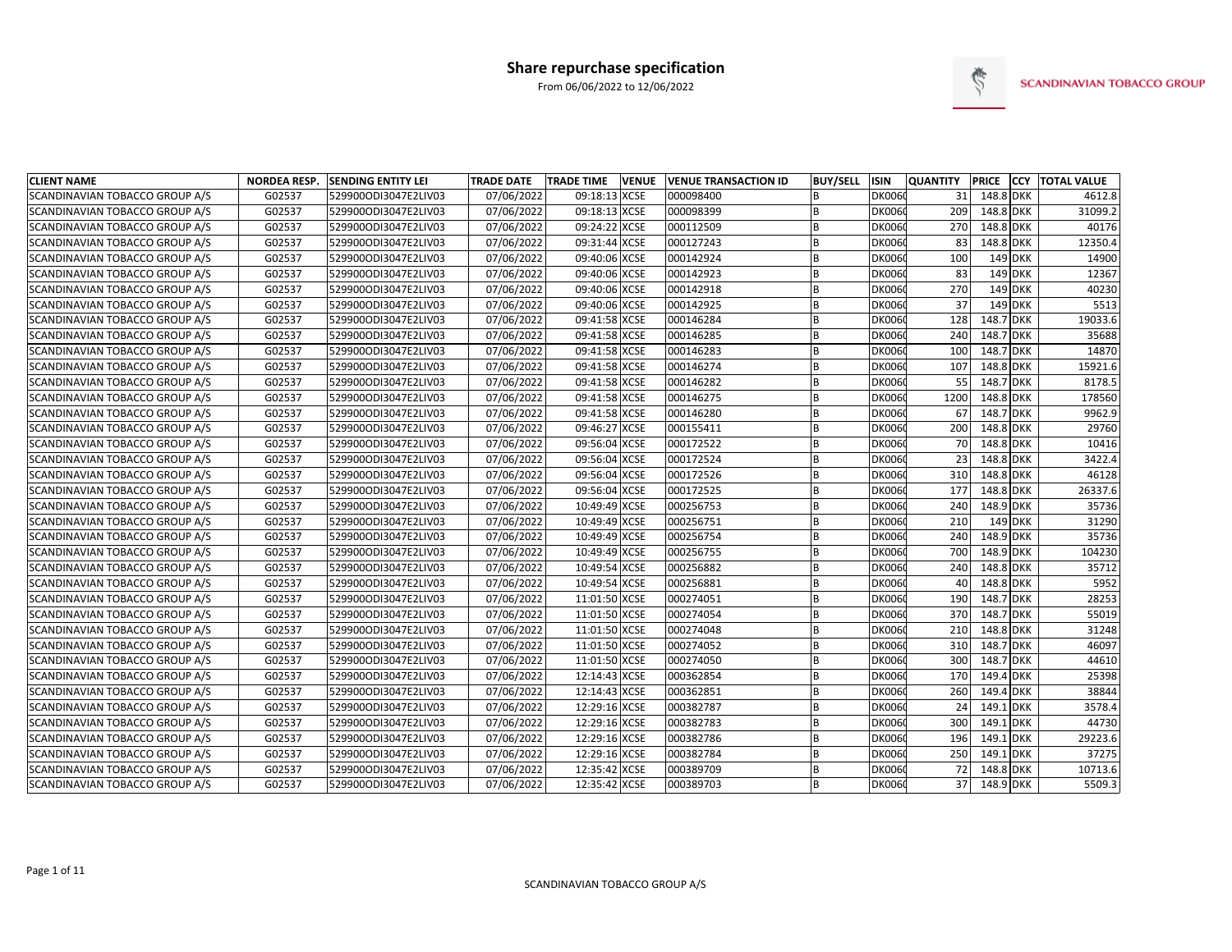# Share repurchase specification

From 06/06/2022 to 12/06/2022

SCANDINAVIAN TOBACCO GROUP

| CLIENT NAME | NORDEA RESP. | SENDING ENTITY LEI | TRADE DATE | TRADE TIME | VENUE | VENUE TRANSACTION ID | BUY/SELL | ISIN | QUANTITY | PRICE | CCY | TOTAL VALUE |
|---|---|---|---|---|---|---|---|---|---|---|---|---|
| SCANDINAVIAN TOBACCO GROUP A/S | G02537 | 529900ODI3047E2LIV03 | 07/06/2022 | 09:18:13 | XCSE | 000098400 | B | DK006 | 31 | 148.8 | DKK | 4612.8 |
| SCANDINAVIAN TOBACCO GROUP A/S | G02537 | 529900ODI3047E2LIV03 | 07/06/2022 | 09:18:13 | XCSE | 000098399 | B | DK006 | 209 | 148.8 | DKK | 31099.2 |
| SCANDINAVIAN TOBACCO GROUP A/S | G02537 | 529900ODI3047E2LIV03 | 07/06/2022 | 09:24:22 | XCSE | 000112509 | B | DK006 | 270 | 148.8 | DKK | 40176 |
| SCANDINAVIAN TOBACCO GROUP A/S | G02537 | 529900ODI3047E2LIV03 | 07/06/2022 | 09:31:44 | XCSE | 000127243 | B | DK006 | 83 | 148.8 | DKK | 12350.4 |
| SCANDINAVIAN TOBACCO GROUP A/S | G02537 | 529900ODI3047E2LIV03 | 07/06/2022 | 09:40:06 | XCSE | 000142924 | B | DK006 | 100 | 149 | DKK | 14900 |
| SCANDINAVIAN TOBACCO GROUP A/S | G02537 | 529900ODI3047E2LIV03 | 07/06/2022 | 09:40:06 | XCSE | 000142923 | B | DK006 | 83 | 149 | DKK | 12367 |
| SCANDINAVIAN TOBACCO GROUP A/S | G02537 | 529900ODI3047E2LIV03 | 07/06/2022 | 09:40:06 | XCSE | 000142918 | B | DK006 | 270 | 149 | DKK | 40230 |
| SCANDINAVIAN TOBACCO GROUP A/S | G02537 | 529900ODI3047E2LIV03 | 07/06/2022 | 09:40:06 | XCSE | 000142925 | B | DK006 | 37 | 149 | DKK | 5513 |
| SCANDINAVIAN TOBACCO GROUP A/S | G02537 | 529900ODI3047E2LIV03 | 07/06/2022 | 09:41:58 | XCSE | 000146284 | B | DK006 | 128 | 148.7 | DKK | 19033.6 |
| SCANDINAVIAN TOBACCO GROUP A/S | G02537 | 529900ODI3047E2LIV03 | 07/06/2022 | 09:41:58 | XCSE | 000146285 | B | DK006 | 240 | 148.7 | DKK | 35688 |
| SCANDINAVIAN TOBACCO GROUP A/S | G02537 | 529900ODI3047E2LIV03 | 07/06/2022 | 09:41:58 | XCSE | 000146283 | B | DK006 | 100 | 148.7 | DKK | 14870 |
| SCANDINAVIAN TOBACCO GROUP A/S | G02537 | 529900ODI3047E2LIV03 | 07/06/2022 | 09:41:58 | XCSE | 000146274 | B | DK006 | 107 | 148.8 | DKK | 15921.6 |
| SCANDINAVIAN TOBACCO GROUP A/S | G02537 | 529900ODI3047E2LIV03 | 07/06/2022 | 09:41:58 | XCSE | 000146282 | B | DK006 | 55 | 148.7 | DKK | 8178.5 |
| SCANDINAVIAN TOBACCO GROUP A/S | G02537 | 529900ODI3047E2LIV03 | 07/06/2022 | 09:41:58 | XCSE | 000146275 | B | DK006 | 1200 | 148.8 | DKK | 178560 |
| SCANDINAVIAN TOBACCO GROUP A/S | G02537 | 529900ODI3047E2LIV03 | 07/06/2022 | 09:41:58 | XCSE | 000146280 | B | DK006 | 67 | 148.7 | DKK | 9962.9 |
| SCANDINAVIAN TOBACCO GROUP A/S | G02537 | 529900ODI3047E2LIV03 | 07/06/2022 | 09:46:27 | XCSE | 000155411 | B | DK006 | 200 | 148.8 | DKK | 29760 |
| SCANDINAVIAN TOBACCO GROUP A/S | G02537 | 529900ODI3047E2LIV03 | 07/06/2022 | 09:56:04 | XCSE | 000172522 | B | DK006 | 70 | 148.8 | DKK | 10416 |
| SCANDINAVIAN TOBACCO GROUP A/S | G02537 | 529900ODI3047E2LIV03 | 07/06/2022 | 09:56:04 | XCSE | 000172524 | B | DK006 | 23 | 148.8 | DKK | 3422.4 |
| SCANDINAVIAN TOBACCO GROUP A/S | G02537 | 529900ODI3047E2LIV03 | 07/06/2022 | 09:56:04 | XCSE | 000172526 | B | DK006 | 310 | 148.8 | DKK | 46128 |
| SCANDINAVIAN TOBACCO GROUP A/S | G02537 | 529900ODI3047E2LIV03 | 07/06/2022 | 09:56:04 | XCSE | 000172525 | B | DK006 | 177 | 148.8 | DKK | 26337.6 |
| SCANDINAVIAN TOBACCO GROUP A/S | G02537 | 529900ODI3047E2LIV03 | 07/06/2022 | 10:49:49 | XCSE | 000256753 | B | DK006 | 240 | 148.9 | DKK | 35736 |
| SCANDINAVIAN TOBACCO GROUP A/S | G02537 | 529900ODI3047E2LIV03 | 07/06/2022 | 10:49:49 | XCSE | 000256751 | B | DK006 | 210 | 149 | DKK | 31290 |
| SCANDINAVIAN TOBACCO GROUP A/S | G02537 | 529900ODI3047E2LIV03 | 07/06/2022 | 10:49:49 | XCSE | 000256754 | B | DK006 | 240 | 148.9 | DKK | 35736 |
| SCANDINAVIAN TOBACCO GROUP A/S | G02537 | 529900ODI3047E2LIV03 | 07/06/2022 | 10:49:49 | XCSE | 000256755 | B | DK006 | 700 | 148.9 | DKK | 104230 |
| SCANDINAVIAN TOBACCO GROUP A/S | G02537 | 529900ODI3047E2LIV03 | 07/06/2022 | 10:49:54 | XCSE | 000256882 | B | DK006 | 240 | 148.8 | DKK | 35712 |
| SCANDINAVIAN TOBACCO GROUP A/S | G02537 | 529900ODI3047E2LIV03 | 07/06/2022 | 10:49:54 | XCSE | 000256881 | B | DK006 | 40 | 148.8 | DKK | 5952 |
| SCANDINAVIAN TOBACCO GROUP A/S | G02537 | 529900ODI3047E2LIV03 | 07/06/2022 | 11:01:50 | XCSE | 000274051 | B | DK006 | 190 | 148.7 | DKK | 28253 |
| SCANDINAVIAN TOBACCO GROUP A/S | G02537 | 529900ODI3047E2LIV03 | 07/06/2022 | 11:01:50 | XCSE | 000274054 | B | DK006 | 370 | 148.7 | DKK | 55019 |
| SCANDINAVIAN TOBACCO GROUP A/S | G02537 | 529900ODI3047E2LIV03 | 07/06/2022 | 11:01:50 | XCSE | 000274048 | B | DK006 | 210 | 148.8 | DKK | 31248 |
| SCANDINAVIAN TOBACCO GROUP A/S | G02537 | 529900ODI3047E2LIV03 | 07/06/2022 | 11:01:50 | XCSE | 000274052 | B | DK006 | 310 | 148.7 | DKK | 46097 |
| SCANDINAVIAN TOBACCO GROUP A/S | G02537 | 529900ODI3047E2LIV03 | 07/06/2022 | 11:01:50 | XCSE | 000274050 | B | DK006 | 300 | 148.7 | DKK | 44610 |
| SCANDINAVIAN TOBACCO GROUP A/S | G02537 | 529900ODI3047E2LIV03 | 07/06/2022 | 12:14:43 | XCSE | 000362854 | B | DK006 | 170 | 149.4 | DKK | 25398 |
| SCANDINAVIAN TOBACCO GROUP A/S | G02537 | 529900ODI3047E2LIV03 | 07/06/2022 | 12:14:43 | XCSE | 000362851 | B | DK006 | 260 | 149.4 | DKK | 38844 |
| SCANDINAVIAN TOBACCO GROUP A/S | G02537 | 529900ODI3047E2LIV03 | 07/06/2022 | 12:29:16 | XCSE | 000382787 | B | DK006 | 24 | 149.1 | DKK | 3578.4 |
| SCANDINAVIAN TOBACCO GROUP A/S | G02537 | 529900ODI3047E2LIV03 | 07/06/2022 | 12:29:16 | XCSE | 000382783 | B | DK006 | 300 | 149.1 | DKK | 44730 |
| SCANDINAVIAN TOBACCO GROUP A/S | G02537 | 529900ODI3047E2LIV03 | 07/06/2022 | 12:29:16 | XCSE | 000382786 | B | DK006 | 196 | 149.1 | DKK | 29223.6 |
| SCANDINAVIAN TOBACCO GROUP A/S | G02537 | 529900ODI3047E2LIV03 | 07/06/2022 | 12:29:16 | XCSE | 000382784 | B | DK006 | 250 | 149.1 | DKK | 37275 |
| SCANDINAVIAN TOBACCO GROUP A/S | G02537 | 529900ODI3047E2LIV03 | 07/06/2022 | 12:35:42 | XCSE | 000389709 | B | DK006 | 72 | 148.8 | DKK | 10713.6 |
| SCANDINAVIAN TOBACCO GROUP A/S | G02537 | 529900ODI3047E2LIV03 | 07/06/2022 | 12:35:42 | XCSE | 000389703 | B | DK006 | 37 | 148.9 | DKK | 5509.3 |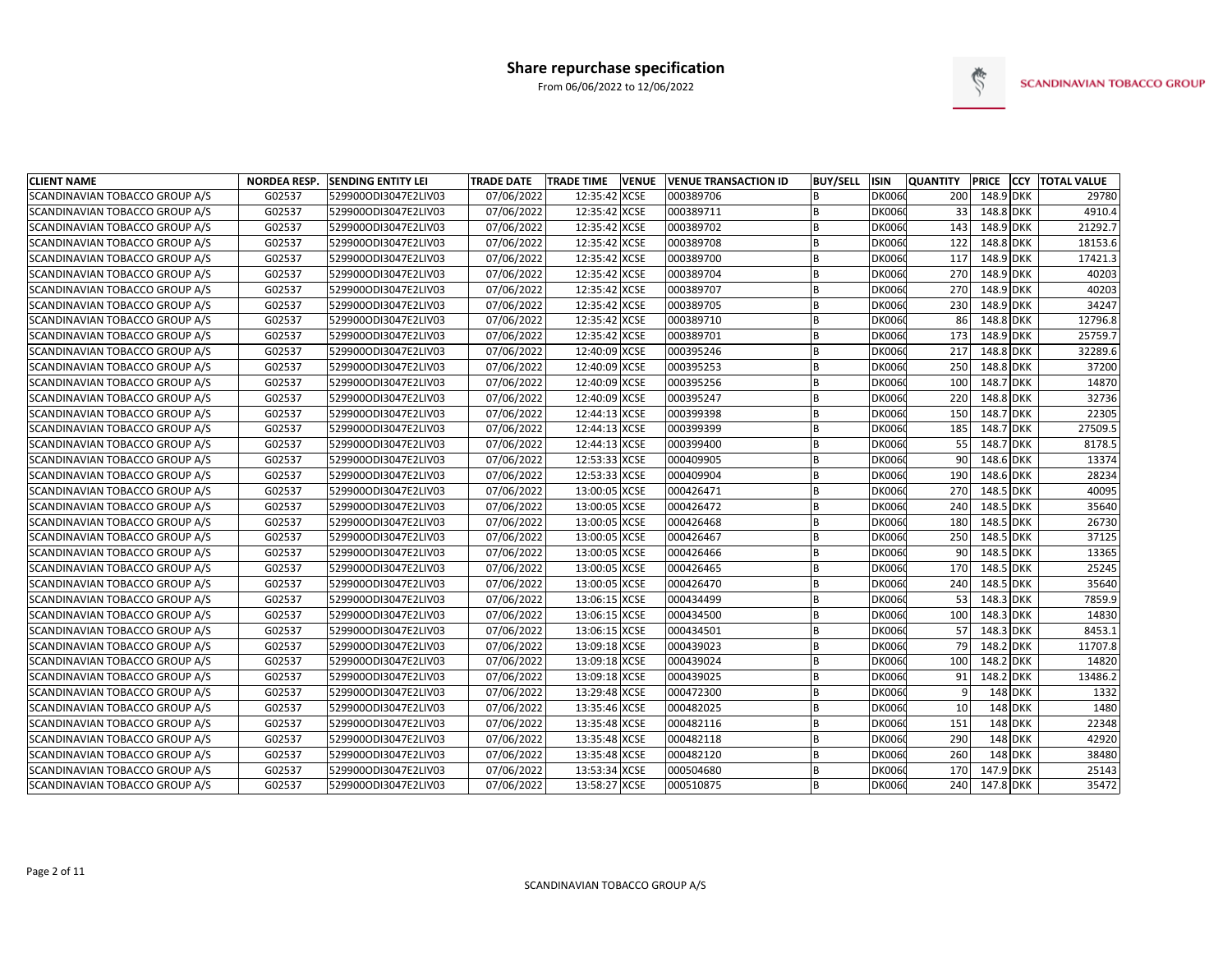# Share repurchase specification

From 06/06/2022 to 12/06/2022

SCANDINAVIAN TOBACCO GROUP

| CLIENT NAME | NORDEA RESP. | SENDING ENTITY LEI | TRADE DATE | TRADE TIME | VENUE | VENUE TRANSACTION ID | BUY/SELL | ISIN | QUANTITY | PRICE | CCY | TOTAL VALUE |
|---|---|---|---|---|---|---|---|---|---|---|---|---|
| SCANDINAVIAN TOBACCO GROUP A/S | G02537 | 529900ODI3047E2LIV03 | 07/06/2022 | 12:35:42 | XCSE | 000389706 | B | DK006 | 200 | 148.9 | DKK | 29780 |
| SCANDINAVIAN TOBACCO GROUP A/S | G02537 | 529900ODI3047E2LIV03 | 07/06/2022 | 12:35:42 | XCSE | 000389711 | B | DK006 | 33 | 148.8 | DKK | 4910.4 |
| SCANDINAVIAN TOBACCO GROUP A/S | G02537 | 529900ODI3047E2LIV03 | 07/06/2022 | 12:35:42 | XCSE | 000389702 | B | DK006 | 143 | 148.9 | DKK | 21292.7 |
| SCANDINAVIAN TOBACCO GROUP A/S | G02537 | 529900ODI3047E2LIV03 | 07/06/2022 | 12:35:42 | XCSE | 000389708 | B | DK006 | 122 | 148.8 | DKK | 18153.6 |
| SCANDINAVIAN TOBACCO GROUP A/S | G02537 | 529900ODI3047E2LIV03 | 07/06/2022 | 12:35:42 | XCSE | 000389700 | B | DK006 | 117 | 148.9 | DKK | 17421.3 |
| SCANDINAVIAN TOBACCO GROUP A/S | G02537 | 529900ODI3047E2LIV03 | 07/06/2022 | 12:35:42 | XCSE | 000389704 | B | DK006 | 270 | 148.9 | DKK | 40203 |
| SCANDINAVIAN TOBACCO GROUP A/S | G02537 | 529900ODI3047E2LIV03 | 07/06/2022 | 12:35:42 | XCSE | 000389707 | B | DK006 | 270 | 148.9 | DKK | 40203 |
| SCANDINAVIAN TOBACCO GROUP A/S | G02537 | 529900ODI3047E2LIV03 | 07/06/2022 | 12:35:42 | XCSE | 000389705 | B | DK006 | 230 | 148.9 | DKK | 34247 |
| SCANDINAVIAN TOBACCO GROUP A/S | G02537 | 529900ODI3047E2LIV03 | 07/06/2022 | 12:35:42 | XCSE | 000389710 | B | DK006 | 86 | 148.8 | DKK | 12796.8 |
| SCANDINAVIAN TOBACCO GROUP A/S | G02537 | 529900ODI3047E2LIV03 | 07/06/2022 | 12:35:42 | XCSE | 000389701 | B | DK006 | 173 | 148.9 | DKK | 25759.7 |
| SCANDINAVIAN TOBACCO GROUP A/S | G02537 | 529900ODI3047E2LIV03 | 07/06/2022 | 12:40:09 | XCSE | 000395246 | B | DK006 | 217 | 148.8 | DKK | 32289.6 |
| SCANDINAVIAN TOBACCO GROUP A/S | G02537 | 529900ODI3047E2LIV03 | 07/06/2022 | 12:40:09 | XCSE | 000395253 | B | DK006 | 250 | 148.8 | DKK | 37200 |
| SCANDINAVIAN TOBACCO GROUP A/S | G02537 | 529900ODI3047E2LIV03 | 07/06/2022 | 12:40:09 | XCSE | 000395256 | B | DK006 | 100 | 148.7 | DKK | 14870 |
| SCANDINAVIAN TOBACCO GROUP A/S | G02537 | 529900ODI3047E2LIV03 | 07/06/2022 | 12:40:09 | XCSE | 000395247 | B | DK006 | 220 | 148.8 | DKK | 32736 |
| SCANDINAVIAN TOBACCO GROUP A/S | G02537 | 529900ODI3047E2LIV03 | 07/06/2022 | 12:44:13 | XCSE | 000399398 | B | DK006 | 150 | 148.7 | DKK | 22305 |
| SCANDINAVIAN TOBACCO GROUP A/S | G02537 | 529900ODI3047E2LIV03 | 07/06/2022 | 12:44:13 | XCSE | 000399399 | B | DK006 | 185 | 148.7 | DKK | 27509.5 |
| SCANDINAVIAN TOBACCO GROUP A/S | G02537 | 529900ODI3047E2LIV03 | 07/06/2022 | 12:44:13 | XCSE | 000399400 | B | DK006 | 55 | 148.7 | DKK | 8178.5 |
| SCANDINAVIAN TOBACCO GROUP A/S | G02537 | 529900ODI3047E2LIV03 | 07/06/2022 | 12:53:33 | XCSE | 000409905 | B | DK006 | 90 | 148.6 | DKK | 13374 |
| SCANDINAVIAN TOBACCO GROUP A/S | G02537 | 529900ODI3047E2LIV03 | 07/06/2022 | 12:53:33 | XCSE | 000409904 | B | DK006 | 190 | 148.6 | DKK | 28234 |
| SCANDINAVIAN TOBACCO GROUP A/S | G02537 | 529900ODI3047E2LIV03 | 07/06/2022 | 13:00:05 | XCSE | 000426471 | B | DK006 | 270 | 148.5 | DKK | 40095 |
| SCANDINAVIAN TOBACCO GROUP A/S | G02537 | 529900ODI3047E2LIV03 | 07/06/2022 | 13:00:05 | XCSE | 000426472 | B | DK006 | 240 | 148.5 | DKK | 35640 |
| SCANDINAVIAN TOBACCO GROUP A/S | G02537 | 529900ODI3047E2LIV03 | 07/06/2022 | 13:00:05 | XCSE | 000426468 | B | DK006 | 180 | 148.5 | DKK | 26730 |
| SCANDINAVIAN TOBACCO GROUP A/S | G02537 | 529900ODI3047E2LIV03 | 07/06/2022 | 13:00:05 | XCSE | 000426467 | B | DK006 | 250 | 148.5 | DKK | 37125 |
| SCANDINAVIAN TOBACCO GROUP A/S | G02537 | 529900ODI3047E2LIV03 | 07/06/2022 | 13:00:05 | XCSE | 000426466 | B | DK006 | 90 | 148.5 | DKK | 13365 |
| SCANDINAVIAN TOBACCO GROUP A/S | G02537 | 529900ODI3047E2LIV03 | 07/06/2022 | 13:00:05 | XCSE | 000426465 | B | DK006 | 170 | 148.5 | DKK | 25245 |
| SCANDINAVIAN TOBACCO GROUP A/S | G02537 | 529900ODI3047E2LIV03 | 07/06/2022 | 13:00:05 | XCSE | 000426470 | B | DK006 | 240 | 148.5 | DKK | 35640 |
| SCANDINAVIAN TOBACCO GROUP A/S | G02537 | 529900ODI3047E2LIV03 | 07/06/2022 | 13:06:15 | XCSE | 000434499 | B | DK006 | 53 | 148.3 | DKK | 7859.9 |
| SCANDINAVIAN TOBACCO GROUP A/S | G02537 | 529900ODI3047E2LIV03 | 07/06/2022 | 13:06:15 | XCSE | 000434500 | B | DK006 | 100 | 148.3 | DKK | 14830 |
| SCANDINAVIAN TOBACCO GROUP A/S | G02537 | 529900ODI3047E2LIV03 | 07/06/2022 | 13:06:15 | XCSE | 000434501 | B | DK006 | 57 | 148.3 | DKK | 8453.1 |
| SCANDINAVIAN TOBACCO GROUP A/S | G02537 | 529900ODI3047E2LIV03 | 07/06/2022 | 13:09:18 | XCSE | 000439023 | B | DK006 | 79 | 148.2 | DKK | 11707.8 |
| SCANDINAVIAN TOBACCO GROUP A/S | G02537 | 529900ODI3047E2LIV03 | 07/06/2022 | 13:09:18 | XCSE | 000439024 | B | DK006 | 100 | 148.2 | DKK | 14820 |
| SCANDINAVIAN TOBACCO GROUP A/S | G02537 | 529900ODI3047E2LIV03 | 07/06/2022 | 13:09:18 | XCSE | 000439025 | B | DK006 | 91 | 148.2 | DKK | 13486.2 |
| SCANDINAVIAN TOBACCO GROUP A/S | G02537 | 529900ODI3047E2LIV03 | 07/06/2022 | 13:29:48 | XCSE | 000472300 | B | DK006 | 9 | 148 | DKK | 1332 |
| SCANDINAVIAN TOBACCO GROUP A/S | G02537 | 529900ODI3047E2LIV03 | 07/06/2022 | 13:35:46 | XCSE | 000482025 | B | DK006 | 10 | 148 | DKK | 1480 |
| SCANDINAVIAN TOBACCO GROUP A/S | G02537 | 529900ODI3047E2LIV03 | 07/06/2022 | 13:35:48 | XCSE | 000482116 | B | DK006 | 151 | 148 | DKK | 22348 |
| SCANDINAVIAN TOBACCO GROUP A/S | G02537 | 529900ODI3047E2LIV03 | 07/06/2022 | 13:35:48 | XCSE | 000482118 | B | DK006 | 290 | 148 | DKK | 42920 |
| SCANDINAVIAN TOBACCO GROUP A/S | G02537 | 529900ODI3047E2LIV03 | 07/06/2022 | 13:35:48 | XCSE | 000482120 | B | DK006 | 260 | 148 | DKK | 38480 |
| SCANDINAVIAN TOBACCO GROUP A/S | G02537 | 529900ODI3047E2LIV03 | 07/06/2022 | 13:53:34 | XCSE | 000504680 | B | DK006 | 170 | 147.9 | DKK | 25143 |
| SCANDINAVIAN TOBACCO GROUP A/S | G02537 | 529900ODI3047E2LIV03 | 07/06/2022 | 13:58:27 | XCSE | 000510875 | B | DK006 | 240 | 147.8 | DKK | 35472 |

SCANDINAVIAN TOBACCO GROUP A/S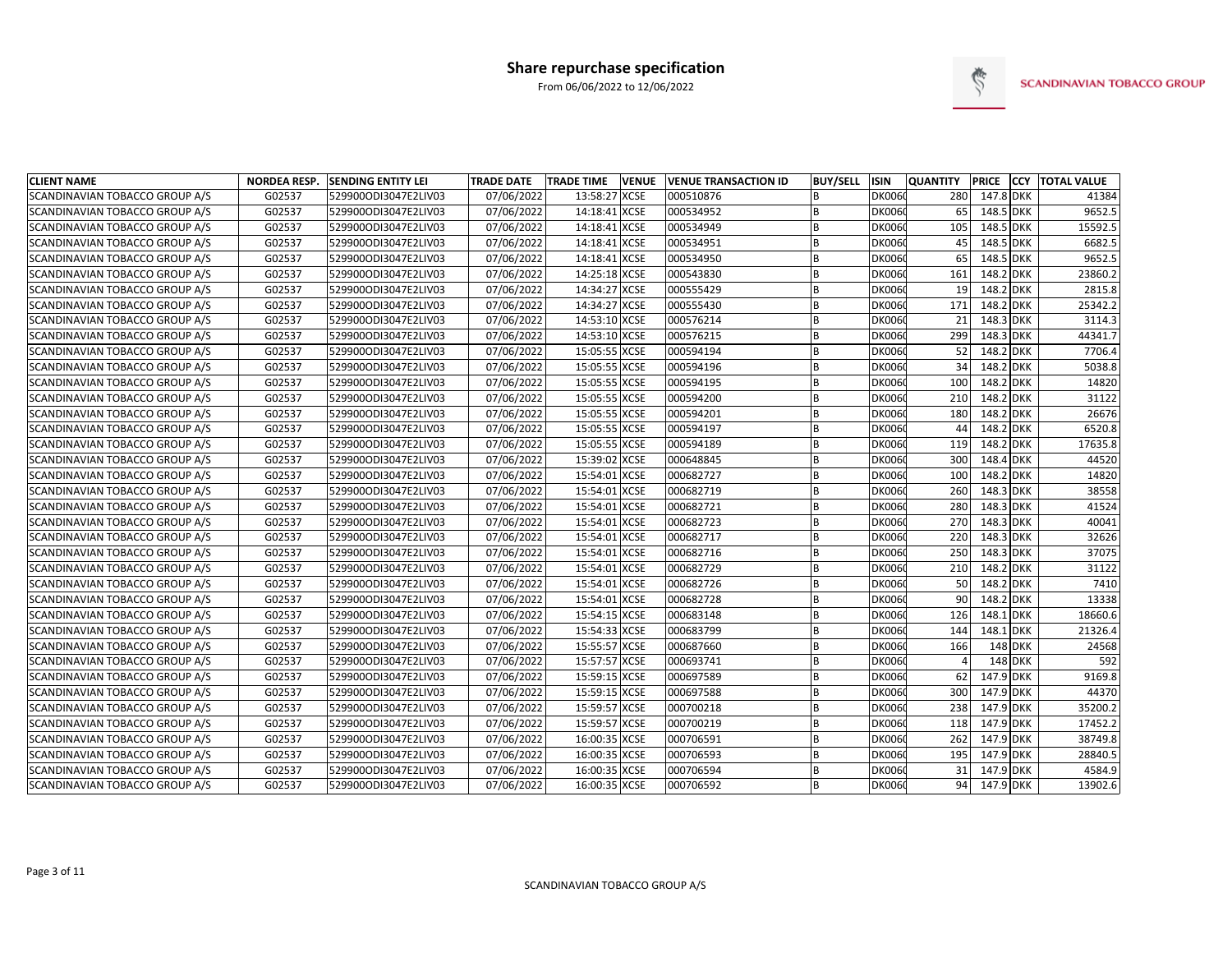# Share repurchase specification

From 06/06/2022 to 12/06/2022

SCANDINAVIAN TOBACCO GROUP

| CLIENT NAME | NORDEA RESP. | SENDING ENTITY LEI | TRADE DATE | TRADE TIME | VENUE | VENUE TRANSACTION ID | BUY/SELL | ISIN | QUANTITY | PRICE | CCY | TOTAL VALUE |
|---|---|---|---|---|---|---|---|---|---|---|---|---|
| SCANDINAVIAN TOBACCO GROUP A/S | G02537 | 529900ODI3047E2LIV03 | 07/06/2022 | 13:58:27 | XCSE | 000510876 | B | DK006 | 280 | 147.8 | DKK | 41384 |
| SCANDINAVIAN TOBACCO GROUP A/S | G02537 | 529900ODI3047E2LIV03 | 07/06/2022 | 14:18:41 | XCSE | 000534952 | B | DK006 | 65 | 148.5 | DKK | 9652.5 |
| SCANDINAVIAN TOBACCO GROUP A/S | G02537 | 529900ODI3047E2LIV03 | 07/06/2022 | 14:18:41 | XCSE | 000534949 | B | DK006 | 105 | 148.5 | DKK | 15592.5 |
| SCANDINAVIAN TOBACCO GROUP A/S | G02537 | 529900ODI3047E2LIV03 | 07/06/2022 | 14:18:41 | XCSE | 000534951 | B | DK006 | 45 | 148.5 | DKK | 6682.5 |
| SCANDINAVIAN TOBACCO GROUP A/S | G02537 | 529900ODI3047E2LIV03 | 07/06/2022 | 14:18:41 | XCSE | 000534950 | B | DK006 | 65 | 148.5 | DKK | 9652.5 |
| SCANDINAVIAN TOBACCO GROUP A/S | G02537 | 529900ODI3047E2LIV03 | 07/06/2022 | 14:25:18 | XCSE | 000543830 | B | DK006 | 161 | 148.2 | DKK | 23860.2 |
| SCANDINAVIAN TOBACCO GROUP A/S | G02537 | 529900ODI3047E2LIV03 | 07/06/2022 | 14:34:27 | XCSE | 000555429 | B | DK006 | 19 | 148.2 | DKK | 2815.8 |
| SCANDINAVIAN TOBACCO GROUP A/S | G02537 | 529900ODI3047E2LIV03 | 07/06/2022 | 14:34:27 | XCSE | 000555430 | B | DK006 | 171 | 148.2 | DKK | 25342.2 |
| SCANDINAVIAN TOBACCO GROUP A/S | G02537 | 529900ODI3047E2LIV03 | 07/06/2022 | 14:53:10 | XCSE | 000576214 | B | DK006 | 21 | 148.3 | DKK | 3114.3 |
| SCANDINAVIAN TOBACCO GROUP A/S | G02537 | 529900ODI3047E2LIV03 | 07/06/2022 | 14:53:10 | XCSE | 000576215 | B | DK006 | 299 | 148.3 | DKK | 44341.7 |
| SCANDINAVIAN TOBACCO GROUP A/S | G02537 | 529900ODI3047E2LIV03 | 07/06/2022 | 15:05:55 | XCSE | 000594194 | B | DK006 | 52 | 148.2 | DKK | 7706.4 |
| SCANDINAVIAN TOBACCO GROUP A/S | G02537 | 529900ODI3047E2LIV03 | 07/06/2022 | 15:05:55 | XCSE | 000594196 | B | DK006 | 34 | 148.2 | DKK | 5038.8 |
| SCANDINAVIAN TOBACCO GROUP A/S | G02537 | 529900ODI3047E2LIV03 | 07/06/2022 | 15:05:55 | XCSE | 000594195 | B | DK006 | 100 | 148.2 | DKK | 14820 |
| SCANDINAVIAN TOBACCO GROUP A/S | G02537 | 529900ODI3047E2LIV03 | 07/06/2022 | 15:05:55 | XCSE | 000594200 | B | DK006 | 210 | 148.2 | DKK | 31122 |
| SCANDINAVIAN TOBACCO GROUP A/S | G02537 | 529900ODI3047E2LIV03 | 07/06/2022 | 15:05:55 | XCSE | 000594201 | B | DK006 | 180 | 148.2 | DKK | 26676 |
| SCANDINAVIAN TOBACCO GROUP A/S | G02537 | 529900ODI3047E2LIV03 | 07/06/2022 | 15:05:55 | XCSE | 000594197 | B | DK006 | 44 | 148.2 | DKK | 6520.8 |
| SCANDINAVIAN TOBACCO GROUP A/S | G02537 | 529900ODI3047E2LIV03 | 07/06/2022 | 15:05:55 | XCSE | 000594189 | B | DK006 | 119 | 148.2 | DKK | 17635.8 |
| SCANDINAVIAN TOBACCO GROUP A/S | G02537 | 529900ODI3047E2LIV03 | 07/06/2022 | 15:39:02 | XCSE | 000648845 | B | DK006 | 300 | 148.4 | DKK | 44520 |
| SCANDINAVIAN TOBACCO GROUP A/S | G02537 | 529900ODI3047E2LIV03 | 07/06/2022 | 15:54:01 | XCSE | 000682727 | B | DK006 | 100 | 148.2 | DKK | 14820 |
| SCANDINAVIAN TOBACCO GROUP A/S | G02537 | 529900ODI3047E2LIV03 | 07/06/2022 | 15:54:01 | XCSE | 000682719 | B | DK006 | 260 | 148.3 | DKK | 38558 |
| SCANDINAVIAN TOBACCO GROUP A/S | G02537 | 529900ODI3047E2LIV03 | 07/06/2022 | 15:54:01 | XCSE | 000682721 | B | DK006 | 280 | 148.3 | DKK | 41524 |
| SCANDINAVIAN TOBACCO GROUP A/S | G02537 | 529900ODI3047E2LIV03 | 07/06/2022 | 15:54:01 | XCSE | 000682723 | B | DK006 | 270 | 148.3 | DKK | 40041 |
| SCANDINAVIAN TOBACCO GROUP A/S | G02537 | 529900ODI3047E2LIV03 | 07/06/2022 | 15:54:01 | XCSE | 000682717 | B | DK006 | 220 | 148.3 | DKK | 32626 |
| SCANDINAVIAN TOBACCO GROUP A/S | G02537 | 529900ODI3047E2LIV03 | 07/06/2022 | 15:54:01 | XCSE | 000682716 | B | DK006 | 250 | 148.3 | DKK | 37075 |
| SCANDINAVIAN TOBACCO GROUP A/S | G02537 | 529900ODI3047E2LIV03 | 07/06/2022 | 15:54:01 | XCSE | 000682729 | B | DK006 | 210 | 148.2 | DKK | 31122 |
| SCANDINAVIAN TOBACCO GROUP A/S | G02537 | 529900ODI3047E2LIV03 | 07/06/2022 | 15:54:01 | XCSE | 000682726 | B | DK006 | 50 | 148.2 | DKK | 7410 |
| SCANDINAVIAN TOBACCO GROUP A/S | G02537 | 529900ODI3047E2LIV03 | 07/06/2022 | 15:54:01 | XCSE | 000682728 | B | DK006 | 90 | 148.2 | DKK | 13338 |
| SCANDINAVIAN TOBACCO GROUP A/S | G02537 | 529900ODI3047E2LIV03 | 07/06/2022 | 15:54:15 | XCSE | 000683148 | B | DK006 | 126 | 148.1 | DKK | 18660.6 |
| SCANDINAVIAN TOBACCO GROUP A/S | G02537 | 529900ODI3047E2LIV03 | 07/06/2022 | 15:54:33 | XCSE | 000683799 | B | DK006 | 144 | 148.1 | DKK | 21326.4 |
| SCANDINAVIAN TOBACCO GROUP A/S | G02537 | 529900ODI3047E2LIV03 | 07/06/2022 | 15:55:57 | XCSE | 000687660 | B | DK006 | 166 | 148 | DKK | 24568 |
| SCANDINAVIAN TOBACCO GROUP A/S | G02537 | 529900ODI3047E2LIV03 | 07/06/2022 | 15:57:57 | XCSE | 000693741 | B | DK006 | 4 | 148 | DKK | 592 |
| SCANDINAVIAN TOBACCO GROUP A/S | G02537 | 529900ODI3047E2LIV03 | 07/06/2022 | 15:59:15 | XCSE | 000697589 | B | DK006 | 62 | 147.9 | DKK | 9169.8 |
| SCANDINAVIAN TOBACCO GROUP A/S | G02537 | 529900ODI3047E2LIV03 | 07/06/2022 | 15:59:15 | XCSE | 000697588 | B | DK006 | 300 | 147.9 | DKK | 44370 |
| SCANDINAVIAN TOBACCO GROUP A/S | G02537 | 529900ODI3047E2LIV03 | 07/06/2022 | 15:59:57 | XCSE | 000700218 | B | DK006 | 238 | 147.9 | DKK | 35200.2 |
| SCANDINAVIAN TOBACCO GROUP A/S | G02537 | 529900ODI3047E2LIV03 | 07/06/2022 | 15:59:57 | XCSE | 000700219 | B | DK006 | 118 | 147.9 | DKK | 17452.2 |
| SCANDINAVIAN TOBACCO GROUP A/S | G02537 | 529900ODI3047E2LIV03 | 07/06/2022 | 16:00:35 | XCSE | 000706591 | B | DK006 | 262 | 147.9 | DKK | 38749.8 |
| SCANDINAVIAN TOBACCO GROUP A/S | G02537 | 529900ODI3047E2LIV03 | 07/06/2022 | 16:00:35 | XCSE | 000706593 | B | DK006 | 195 | 147.9 | DKK | 28840.5 |
| SCANDINAVIAN TOBACCO GROUP A/S | G02537 | 529900ODI3047E2LIV03 | 07/06/2022 | 16:00:35 | XCSE | 000706594 | B | DK006 | 31 | 147.9 | DKK | 4584.9 |
| SCANDINAVIAN TOBACCO GROUP A/S | G02537 | 529900ODI3047E2LIV03 | 07/06/2022 | 16:00:35 | XCSE | 000706592 | B | DK006 | 94 | 147.9 | DKK | 13902.6 |

SCANDINAVIAN TOBACCO GROUP A/S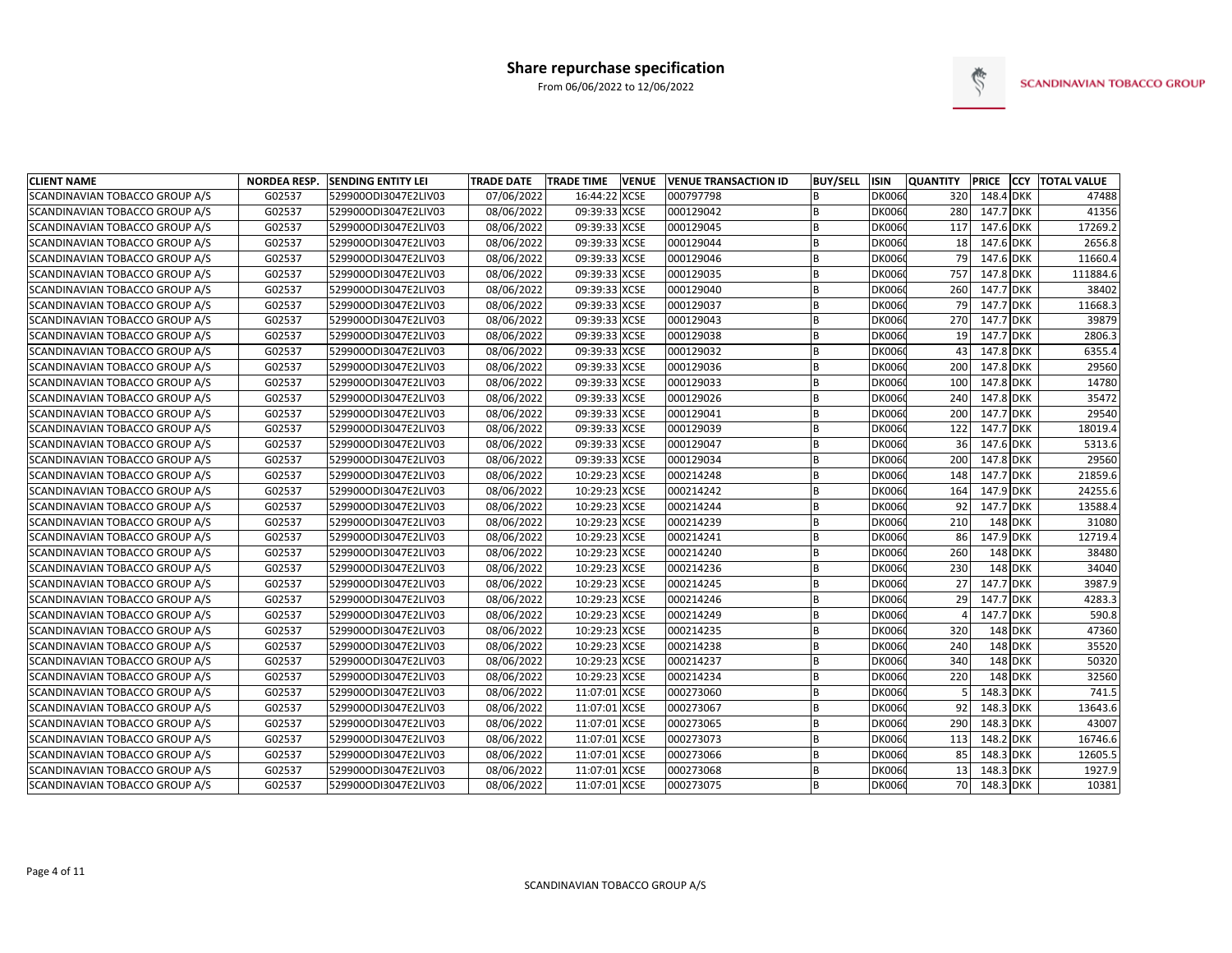# Share repurchase specification

From 06/06/2022 to 12/06/2022

SCANDINAVIAN TOBACCO GROUP

| CLIENT NAME | NORDEA RESP. | SENDING ENTITY LEI | TRADE DATE | TRADE TIME | VENUE | VENUE TRANSACTION ID | BUY/SELL | ISIN | QUANTITY | PRICE | CCY | TOTAL VALUE |
|---|---|---|---|---|---|---|---|---|---|---|---|---|
| SCANDINAVIAN TOBACCO GROUP A/S | G02537 | 529900ODI3047E2LIV03 | 07/06/2022 | 16:44:22 | XCSE | 000797798 | B | DK006 | 320 | 148.4 | DKK | 47488 |
| SCANDINAVIAN TOBACCO GROUP A/S | G02537 | 529900ODI3047E2LIV03 | 08/06/2022 | 09:39:33 | XCSE | 000129042 | B | DK006 | 280 | 147.7 | DKK | 41356 |
| SCANDINAVIAN TOBACCO GROUP A/S | G02537 | 529900ODI3047E2LIV03 | 08/06/2022 | 09:39:33 | XCSE | 000129045 | B | DK006 | 117 | 147.6 | DKK | 17269.2 |
| SCANDINAVIAN TOBACCO GROUP A/S | G02537 | 529900ODI3047E2LIV03 | 08/06/2022 | 09:39:33 | XCSE | 000129044 | B | DK006 | 18 | 147.6 | DKK | 2656.8 |
| SCANDINAVIAN TOBACCO GROUP A/S | G02537 | 529900ODI3047E2LIV03 | 08/06/2022 | 09:39:33 | XCSE | 000129046 | B | DK006 | 79 | 147.6 | DKK | 11660.4 |
| SCANDINAVIAN TOBACCO GROUP A/S | G02537 | 529900ODI3047E2LIV03 | 08/06/2022 | 09:39:33 | XCSE | 000129035 | B | DK006 | 757 | 147.8 | DKK | 111884.6 |
| SCANDINAVIAN TOBACCO GROUP A/S | G02537 | 529900ODI3047E2LIV03 | 08/06/2022 | 09:39:33 | XCSE | 000129040 | B | DK006 | 260 | 147.7 | DKK | 38402 |
| SCANDINAVIAN TOBACCO GROUP A/S | G02537 | 529900ODI3047E2LIV03 | 08/06/2022 | 09:39:33 | XCSE | 000129037 | B | DK006 | 79 | 147.7 | DKK | 11668.3 |
| SCANDINAVIAN TOBACCO GROUP A/S | G02537 | 529900ODI3047E2LIV03 | 08/06/2022 | 09:39:33 | XCSE | 000129043 | B | DK006 | 270 | 147.7 | DKK | 39879 |
| SCANDINAVIAN TOBACCO GROUP A/S | G02537 | 529900ODI3047E2LIV03 | 08/06/2022 | 09:39:33 | XCSE | 000129038 | B | DK006 | 19 | 147.7 | DKK | 2806.3 |
| SCANDINAVIAN TOBACCO GROUP A/S | G02537 | 529900ODI3047E2LIV03 | 08/06/2022 | 09:39:33 | XCSE | 000129032 | B | DK006 | 43 | 147.8 | DKK | 6355.4 |
| SCANDINAVIAN TOBACCO GROUP A/S | G02537 | 529900ODI3047E2LIV03 | 08/06/2022 | 09:39:33 | XCSE | 000129036 | B | DK006 | 200 | 147.8 | DKK | 29560 |
| SCANDINAVIAN TOBACCO GROUP A/S | G02537 | 529900ODI3047E2LIV03 | 08/06/2022 | 09:39:33 | XCSE | 000129033 | B | DK006 | 100 | 147.8 | DKK | 14780 |
| SCANDINAVIAN TOBACCO GROUP A/S | G02537 | 529900ODI3047E2LIV03 | 08/06/2022 | 09:39:33 | XCSE | 000129026 | B | DK006 | 240 | 147.8 | DKK | 35472 |
| SCANDINAVIAN TOBACCO GROUP A/S | G02537 | 529900ODI3047E2LIV03 | 08/06/2022 | 09:39:33 | XCSE | 000129041 | B | DK006 | 200 | 147.7 | DKK | 29540 |
| SCANDINAVIAN TOBACCO GROUP A/S | G02537 | 529900ODI3047E2LIV03 | 08/06/2022 | 09:39:33 | XCSE | 000129039 | B | DK006 | 122 | 147.7 | DKK | 18019.4 |
| SCANDINAVIAN TOBACCO GROUP A/S | G02537 | 529900ODI3047E2LIV03 | 08/06/2022 | 09:39:33 | XCSE | 000129047 | B | DK006 | 36 | 147.6 | DKK | 5313.6 |
| SCANDINAVIAN TOBACCO GROUP A/S | G02537 | 529900ODI3047E2LIV03 | 08/06/2022 | 09:39:33 | XCSE | 000129034 | B | DK006 | 200 | 147.8 | DKK | 29560 |
| SCANDINAVIAN TOBACCO GROUP A/S | G02537 | 529900ODI3047E2LIV03 | 08/06/2022 | 10:29:23 | XCSE | 000214248 | B | DK006 | 148 | 147.7 | DKK | 21859.6 |
| SCANDINAVIAN TOBACCO GROUP A/S | G02537 | 529900ODI3047E2LIV03 | 08/06/2022 | 10:29:23 | XCSE | 000214242 | B | DK006 | 164 | 147.9 | DKK | 24255.6 |
| SCANDINAVIAN TOBACCO GROUP A/S | G02537 | 529900ODI3047E2LIV03 | 08/06/2022 | 10:29:23 | XCSE | 000214244 | B | DK006 | 92 | 147.7 | DKK | 13588.4 |
| SCANDINAVIAN TOBACCO GROUP A/S | G02537 | 529900ODI3047E2LIV03 | 08/06/2022 | 10:29:23 | XCSE | 000214239 | B | DK006 | 210 | 148 | DKK | 31080 |
| SCANDINAVIAN TOBACCO GROUP A/S | G02537 | 529900ODI3047E2LIV03 | 08/06/2022 | 10:29:23 | XCSE | 000214241 | B | DK006 | 86 | 147.9 | DKK | 12719.4 |
| SCANDINAVIAN TOBACCO GROUP A/S | G02537 | 529900ODI3047E2LIV03 | 08/06/2022 | 10:29:23 | XCSE | 000214240 | B | DK006 | 260 | 148 | DKK | 38480 |
| SCANDINAVIAN TOBACCO GROUP A/S | G02537 | 529900ODI3047E2LIV03 | 08/06/2022 | 10:29:23 | XCSE | 000214236 | B | DK006 | 230 | 148 | DKK | 34040 |
| SCANDINAVIAN TOBACCO GROUP A/S | G02537 | 529900ODI3047E2LIV03 | 08/06/2022 | 10:29:23 | XCSE | 000214245 | B | DK006 | 27 | 147.7 | DKK | 3987.9 |
| SCANDINAVIAN TOBACCO GROUP A/S | G02537 | 529900ODI3047E2LIV03 | 08/06/2022 | 10:29:23 | XCSE | 000214246 | B | DK006 | 29 | 147.7 | DKK | 4283.3 |
| SCANDINAVIAN TOBACCO GROUP A/S | G02537 | 529900ODI3047E2LIV03 | 08/06/2022 | 10:29:23 | XCSE | 000214249 | B | DK006 | 4 | 147.7 | DKK | 590.8 |
| SCANDINAVIAN TOBACCO GROUP A/S | G02537 | 529900ODI3047E2LIV03 | 08/06/2022 | 10:29:23 | XCSE | 000214235 | B | DK006 | 320 | 148 | DKK | 47360 |
| SCANDINAVIAN TOBACCO GROUP A/S | G02537 | 529900ODI3047E2LIV03 | 08/06/2022 | 10:29:23 | XCSE | 000214238 | B | DK006 | 240 | 148 | DKK | 35520 |
| SCANDINAVIAN TOBACCO GROUP A/S | G02537 | 529900ODI3047E2LIV03 | 08/06/2022 | 10:29:23 | XCSE | 000214237 | B | DK006 | 340 | 148 | DKK | 50320 |
| SCANDINAVIAN TOBACCO GROUP A/S | G02537 | 529900ODI3047E2LIV03 | 08/06/2022 | 10:29:23 | XCSE | 000214234 | B | DK006 | 220 | 148 | DKK | 32560 |
| SCANDINAVIAN TOBACCO GROUP A/S | G02537 | 529900ODI3047E2LIV03 | 08/06/2022 | 11:07:01 | XCSE | 000273060 | B | DK006 | 5 | 148.3 | DKK | 741.5 |
| SCANDINAVIAN TOBACCO GROUP A/S | G02537 | 529900ODI3047E2LIV03 | 08/06/2022 | 11:07:01 | XCSE | 000273067 | B | DK006 | 92 | 148.3 | DKK | 13643.6 |
| SCANDINAVIAN TOBACCO GROUP A/S | G02537 | 529900ODI3047E2LIV03 | 08/06/2022 | 11:07:01 | XCSE | 000273065 | B | DK006 | 290 | 148.3 | DKK | 43007 |
| SCANDINAVIAN TOBACCO GROUP A/S | G02537 | 529900ODI3047E2LIV03 | 08/06/2022 | 11:07:01 | XCSE | 000273073 | B | DK006 | 113 | 148.2 | DKK | 16746.6 |
| SCANDINAVIAN TOBACCO GROUP A/S | G02537 | 529900ODI3047E2LIV03 | 08/06/2022 | 11:07:01 | XCSE | 000273066 | B | DK006 | 85 | 148.3 | DKK | 12605.5 |
| SCANDINAVIAN TOBACCO GROUP A/S | G02537 | 529900ODI3047E2LIV03 | 08/06/2022 | 11:07:01 | XCSE | 000273068 | B | DK006 | 13 | 148.3 | DKK | 1927.9 |
| SCANDINAVIAN TOBACCO GROUP A/S | G02537 | 529900ODI3047E2LIV03 | 08/06/2022 | 11:07:01 | XCSE | 000273075 | B | DK006 | 70 | 148.3 | DKK | 10381 |

SCANDINAVIAN TOBACCO GROUP A/S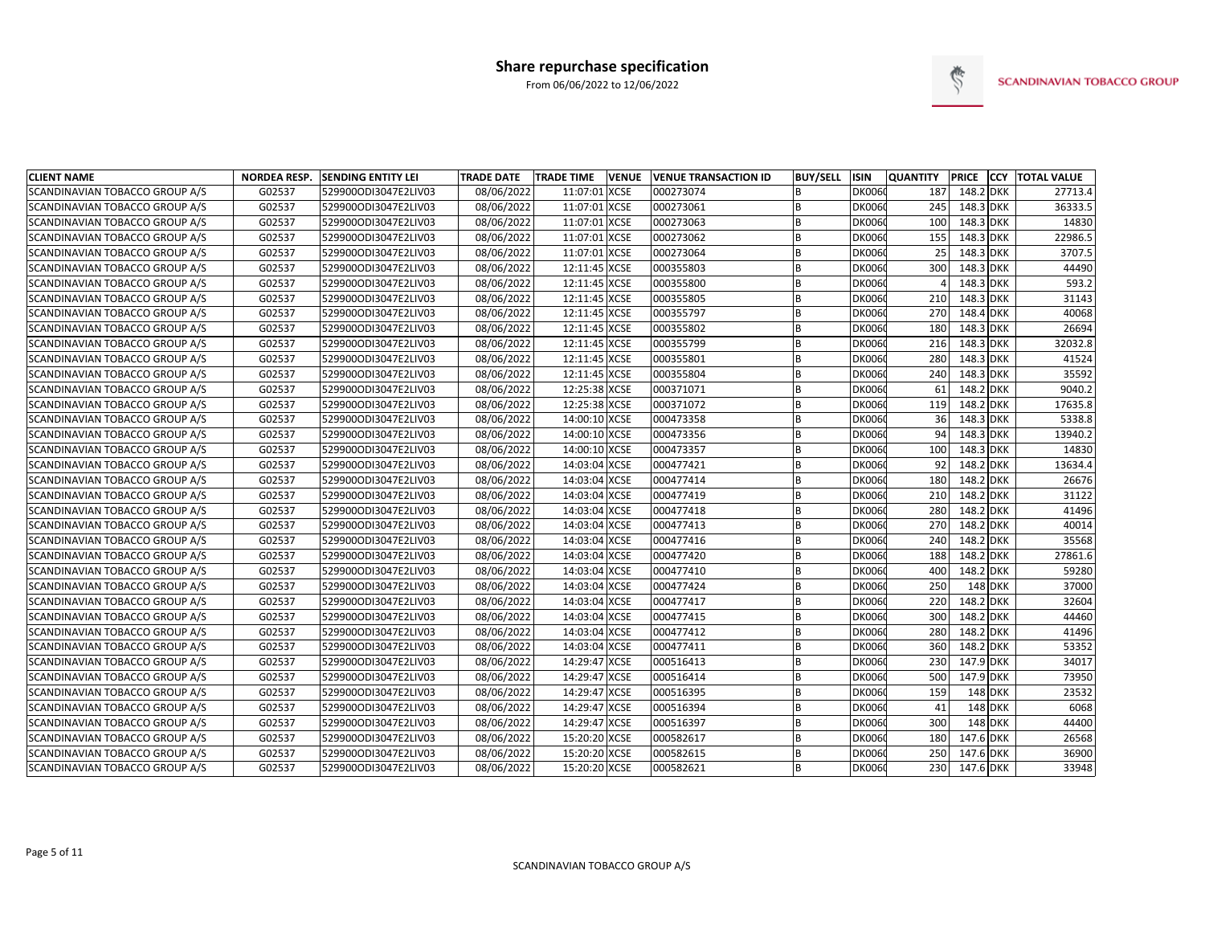# Share repurchase specification

From 06/06/2022 to 12/06/2022

SCANDINAVIAN TOBACCO GROUP

| CLIENT NAME | NORDEA RESP. | SENDING ENTITY LEI | TRADE DATE | TRADE TIME | VENUE | VENUE TRANSACTION ID | BUY/SELL | ISIN | QUANTITY | PRICE | CCY | TOTAL VALUE |
|---|---|---|---|---|---|---|---|---|---|---|---|---|
| SCANDINAVIAN TOBACCO GROUP A/S | G02537 | 529900ODI3047E2LIV03 | 08/06/2022 | 11:07:01 | XCSE | 000273074 | B | DK006( | 187 | 148.2 | DKK | 27713.4 |
| SCANDINAVIAN TOBACCO GROUP A/S | G02537 | 529900ODI3047E2LIV03 | 08/06/2022 | 11:07:01 | XCSE | 000273061 | B | DK006( | 245 | 148.3 | DKK | 36333.5 |
| SCANDINAVIAN TOBACCO GROUP A/S | G02537 | 529900ODI3047E2LIV03 | 08/06/2022 | 11:07:01 | XCSE | 000273063 | B | DK006( | 100 | 148.3 | DKK | 14830 |
| SCANDINAVIAN TOBACCO GROUP A/S | G02537 | 529900ODI3047E2LIV03 | 08/06/2022 | 11:07:01 | XCSE | 000273062 | B | DK006( | 155 | 148.3 | DKK | 22986.5 |
| SCANDINAVIAN TOBACCO GROUP A/S | G02537 | 529900ODI3047E2LIV03 | 08/06/2022 | 11:07:01 | XCSE | 000273064 | B | DK006( | 25 | 148.3 | DKK | 3707.5 |
| SCANDINAVIAN TOBACCO GROUP A/S | G02537 | 529900ODI3047E2LIV03 | 08/06/2022 | 12:11:45 | XCSE | 000355803 | B | DK006( | 300 | 148.3 | DKK | 44490 |
| SCANDINAVIAN TOBACCO GROUP A/S | G02537 | 529900ODI3047E2LIV03 | 08/06/2022 | 12:11:45 | XCSE | 000355800 | B | DK006( | 4 | 148.3 | DKK | 593.2 |
| SCANDINAVIAN TOBACCO GROUP A/S | G02537 | 529900ODI3047E2LIV03 | 08/06/2022 | 12:11:45 | XCSE | 000355805 | B | DK006( | 210 | 148.3 | DKK | 31143 |
| SCANDINAVIAN TOBACCO GROUP A/S | G02537 | 529900ODI3047E2LIV03 | 08/06/2022 | 12:11:45 | XCSE | 000355797 | B | DK006( | 270 | 148.4 | DKK | 40068 |
| SCANDINAVIAN TOBACCO GROUP A/S | G02537 | 529900ODI3047E2LIV03 | 08/06/2022 | 12:11:45 | XCSE | 000355802 | B | DK006( | 180 | 148.3 | DKK | 26694 |
| SCANDINAVIAN TOBACCO GROUP A/S | G02537 | 529900ODI3047E2LIV03 | 08/06/2022 | 12:11:45 | XCSE | 000355799 | B | DK006( | 216 | 148.3 | DKK | 32032.8 |
| SCANDINAVIAN TOBACCO GROUP A/S | G02537 | 529900ODI3047E2LIV03 | 08/06/2022 | 12:11:45 | XCSE | 000355801 | B | DK006( | 280 | 148.3 | DKK | 41524 |
| SCANDINAVIAN TOBACCO GROUP A/S | G02537 | 529900ODI3047E2LIV03 | 08/06/2022 | 12:11:45 | XCSE | 000355804 | B | DK006( | 240 | 148.3 | DKK | 35592 |
| SCANDINAVIAN TOBACCO GROUP A/S | G02537 | 529900ODI3047E2LIV03 | 08/06/2022 | 12:25:38 | XCSE | 000371071 | B | DK006( | 61 | 148.2 | DKK | 9040.2 |
| SCANDINAVIAN TOBACCO GROUP A/S | G02537 | 529900ODI3047E2LIV03 | 08/06/2022 | 12:25:38 | XCSE | 000371072 | B | DK006( | 119 | 148.2 | DKK | 17635.8 |
| SCANDINAVIAN TOBACCO GROUP A/S | G02537 | 529900ODI3047E2LIV03 | 08/06/2022 | 14:00:10 | XCSE | 000473358 | B | DK006( | 36 | 148.3 | DKK | 5338.8 |
| SCANDINAVIAN TOBACCO GROUP A/S | G02537 | 529900ODI3047E2LIV03 | 08/06/2022 | 14:00:10 | XCSE | 000473356 | B | DK006( | 94 | 148.3 | DKK | 13940.2 |
| SCANDINAVIAN TOBACCO GROUP A/S | G02537 | 529900ODI3047E2LIV03 | 08/06/2022 | 14:00:10 | XCSE | 000473357 | B | DK006( | 100 | 148.3 | DKK | 14830 |
| SCANDINAVIAN TOBACCO GROUP A/S | G02537 | 529900ODI3047E2LIV03 | 08/06/2022 | 14:03:04 | XCSE | 000477421 | B | DK006( | 92 | 148.2 | DKK | 13634.4 |
| SCANDINAVIAN TOBACCO GROUP A/S | G02537 | 529900ODI3047E2LIV03 | 08/06/2022 | 14:03:04 | XCSE | 000477414 | B | DK006( | 180 | 148.2 | DKK | 26676 |
| SCANDINAVIAN TOBACCO GROUP A/S | G02537 | 529900ODI3047E2LIV03 | 08/06/2022 | 14:03:04 | XCSE | 000477419 | B | DK006( | 210 | 148.2 | DKK | 31122 |
| SCANDINAVIAN TOBACCO GROUP A/S | G02537 | 529900ODI3047E2LIV03 | 08/06/2022 | 14:03:04 | XCSE | 000477418 | B | DK006( | 280 | 148.2 | DKK | 41496 |
| SCANDINAVIAN TOBACCO GROUP A/S | G02537 | 529900ODI3047E2LIV03 | 08/06/2022 | 14:03:04 | XCSE | 000477413 | B | DK006( | 270 | 148.2 | DKK | 40014 |
| SCANDINAVIAN TOBACCO GROUP A/S | G02537 | 529900ODI3047E2LIV03 | 08/06/2022 | 14:03:04 | XCSE | 000477416 | B | DK006( | 240 | 148.2 | DKK | 35568 |
| SCANDINAVIAN TOBACCO GROUP A/S | G02537 | 529900ODI3047E2LIV03 | 08/06/2022 | 14:03:04 | XCSE | 000477420 | B | DK006( | 188 | 148.2 | DKK | 27861.6 |
| SCANDINAVIAN TOBACCO GROUP A/S | G02537 | 529900ODI3047E2LIV03 | 08/06/2022 | 14:03:04 | XCSE | 000477410 | B | DK006( | 400 | 148.2 | DKK | 59280 |
| SCANDINAVIAN TOBACCO GROUP A/S | G02537 | 529900ODI3047E2LIV03 | 08/06/2022 | 14:03:04 | XCSE | 000477424 | B | DK006( | 250 | 148 | DKK | 37000 |
| SCANDINAVIAN TOBACCO GROUP A/S | G02537 | 529900ODI3047E2LIV03 | 08/06/2022 | 14:03:04 | XCSE | 000477417 | B | DK006( | 220 | 148.2 | DKK | 32604 |
| SCANDINAVIAN TOBACCO GROUP A/S | G02537 | 529900ODI3047E2LIV03 | 08/06/2022 | 14:03:04 | XCSE | 000477415 | B | DK006( | 300 | 148.2 | DKK | 44460 |
| SCANDINAVIAN TOBACCO GROUP A/S | G02537 | 529900ODI3047E2LIV03 | 08/06/2022 | 14:03:04 | XCSE | 000477412 | B | DK006( | 280 | 148.2 | DKK | 41496 |
| SCANDINAVIAN TOBACCO GROUP A/S | G02537 | 529900ODI3047E2LIV03 | 08/06/2022 | 14:03:04 | XCSE | 000477411 | B | DK006( | 360 | 148.2 | DKK | 53352 |
| SCANDINAVIAN TOBACCO GROUP A/S | G02537 | 529900ODI3047E2LIV03 | 08/06/2022 | 14:29:47 | XCSE | 000516413 | B | DK006( | 230 | 147.9 | DKK | 34017 |
| SCANDINAVIAN TOBACCO GROUP A/S | G02537 | 529900ODI3047E2LIV03 | 08/06/2022 | 14:29:47 | XCSE | 000516414 | B | DK006( | 500 | 147.9 | DKK | 73950 |
| SCANDINAVIAN TOBACCO GROUP A/S | G02537 | 529900ODI3047E2LIV03 | 08/06/2022 | 14:29:47 | XCSE | 000516395 | B | DK006( | 159 | 148 | DKK | 23532 |
| SCANDINAVIAN TOBACCO GROUP A/S | G02537 | 529900ODI3047E2LIV03 | 08/06/2022 | 14:29:47 | XCSE | 000516394 | B | DK006( | 41 | 148 | DKK | 6068 |
| SCANDINAVIAN TOBACCO GROUP A/S | G02537 | 529900ODI3047E2LIV03 | 08/06/2022 | 14:29:47 | XCSE | 000516397 | B | DK006( | 300 | 148 | DKK | 44400 |
| SCANDINAVIAN TOBACCO GROUP A/S | G02537 | 529900ODI3047E2LIV03 | 08/06/2022 | 15:20:20 | XCSE | 000582617 | B | DK006( | 180 | 147.6 | DKK | 26568 |
| SCANDINAVIAN TOBACCO GROUP A/S | G02537 | 529900ODI3047E2LIV03 | 08/06/2022 | 15:20:20 | XCSE | 000582615 | B | DK006( | 250 | 147.6 | DKK | 36900 |
| SCANDINAVIAN TOBACCO GROUP A/S | G02537 | 529900ODI3047E2LIV03 | 08/06/2022 | 15:20:20 | XCSE | 000582621 | B | DK006( | 230 | 147.6 | DKK | 33948 |

SCANDINAVIAN TOBACCO GROUP A/S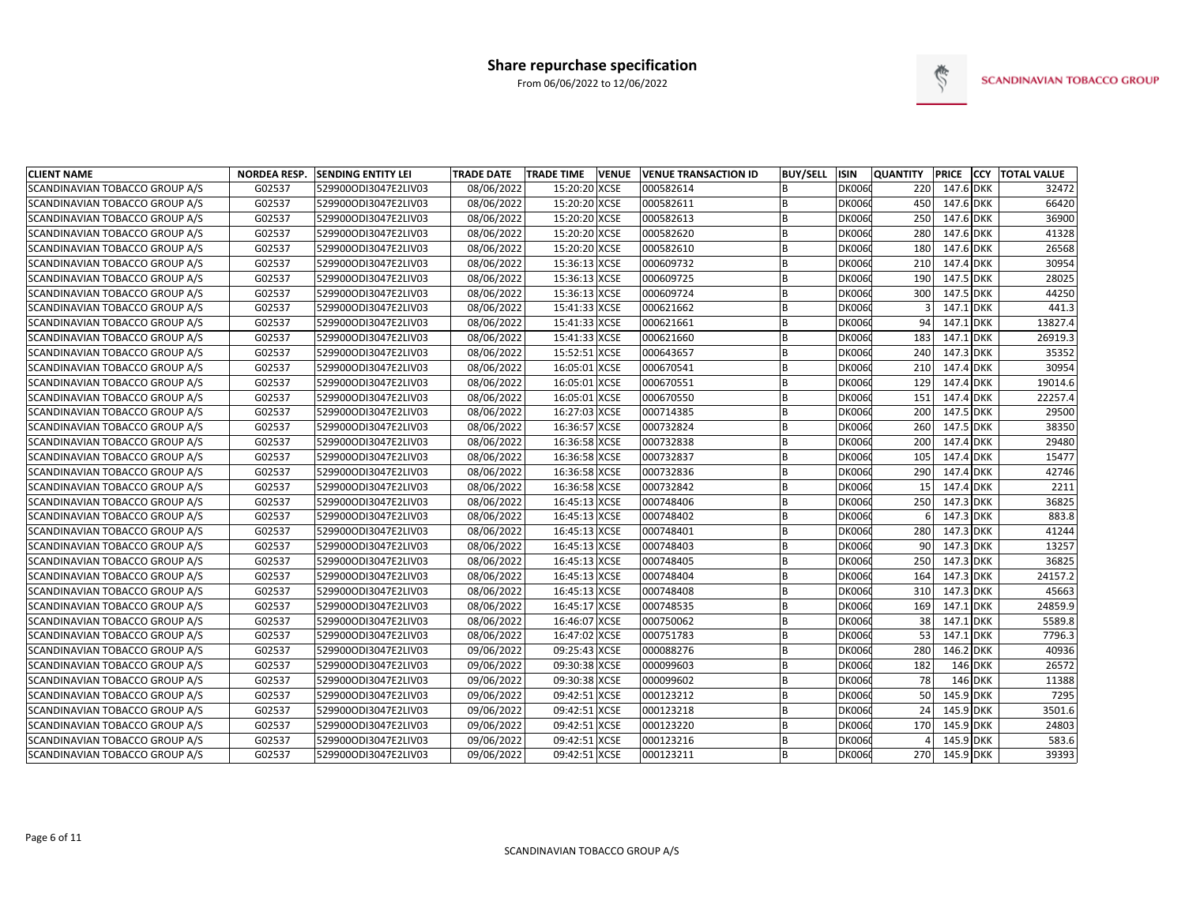# Share repurchase specification

From 06/06/2022 to 12/06/2022

SCANDINAVIAN TOBACCO GROUP

| CLIENT NAME | NORDEA RESP. | SENDING ENTITY LEI | TRADE DATE | TRADE TIME | VENUE | VENUE TRANSACTION ID | BUY/SELL | ISIN | QUANTITY | PRICE | CCY | TOTAL VALUE |
|---|---|---|---|---|---|---|---|---|---|---|---|---|
| SCANDINAVIAN TOBACCO GROUP A/S | G02537 | 529900ODI3047E2LIV03 | 08/06/2022 | 15:20:20 | XCSE | 000582614 | B | DK0060 | 220 | 147.6 | DKK | 32472 |
| SCANDINAVIAN TOBACCO GROUP A/S | G02537 | 529900ODI3047E2LIV03 | 08/06/2022 | 15:20:20 | XCSE | 000582611 | B | DK0060 | 450 | 147.6 | DKK | 66420 |
| SCANDINAVIAN TOBACCO GROUP A/S | G02537 | 529900ODI3047E2LIV03 | 08/06/2022 | 15:20:20 | XCSE | 000582613 | B | DK0060 | 250 | 147.6 | DKK | 36900 |
| SCANDINAVIAN TOBACCO GROUP A/S | G02537 | 529900ODI3047E2LIV03 | 08/06/2022 | 15:20:20 | XCSE | 000582620 | B | DK0060 | 280 | 147.6 | DKK | 41328 |
| SCANDINAVIAN TOBACCO GROUP A/S | G02537 | 529900ODI3047E2LIV03 | 08/06/2022 | 15:20:20 | XCSE | 000582610 | B | DK0060 | 180 | 147.6 | DKK | 26568 |
| SCANDINAVIAN TOBACCO GROUP A/S | G02537 | 529900ODI3047E2LIV03 | 08/06/2022 | 15:36:13 | XCSE | 000609732 | B | DK0060 | 210 | 147.4 | DKK | 30954 |
| SCANDINAVIAN TOBACCO GROUP A/S | G02537 | 529900ODI3047E2LIV03 | 08/06/2022 | 15:36:13 | XCSE | 000609725 | B | DK0060 | 190 | 147.5 | DKK | 28025 |
| SCANDINAVIAN TOBACCO GROUP A/S | G02537 | 529900ODI3047E2LIV03 | 08/06/2022 | 15:36:13 | XCSE | 000609724 | B | DK0060 | 300 | 147.5 | DKK | 44250 |
| SCANDINAVIAN TOBACCO GROUP A/S | G02537 | 529900ODI3047E2LIV03 | 08/06/2022 | 15:41:33 | XCSE | 000621662 | B | DK0060 | 3 | 147.1 | DKK | 441.3 |
| SCANDINAVIAN TOBACCO GROUP A/S | G02537 | 529900ODI3047E2LIV03 | 08/06/2022 | 15:41:33 | XCSE | 000621661 | B | DK0060 | 94 | 147.1 | DKK | 13827.4 |
| SCANDINAVIAN TOBACCO GROUP A/S | G02537 | 529900ODI3047E2LIV03 | 08/06/2022 | 15:41:33 | XCSE | 000621660 | B | DK0060 | 183 | 147.1 | DKK | 26919.3 |
| SCANDINAVIAN TOBACCO GROUP A/S | G02537 | 529900ODI3047E2LIV03 | 08/06/2022 | 15:52:51 | XCSE | 000643657 | B | DK0060 | 240 | 147.3 | DKK | 35352 |
| SCANDINAVIAN TOBACCO GROUP A/S | G02537 | 529900ODI3047E2LIV03 | 08/06/2022 | 16:05:01 | XCSE | 000670541 | B | DK0060 | 210 | 147.4 | DKK | 30954 |
| SCANDINAVIAN TOBACCO GROUP A/S | G02537 | 529900ODI3047E2LIV03 | 08/06/2022 | 16:05:01 | XCSE | 000670551 | B | DK0060 | 129 | 147.4 | DKK | 19014.6 |
| SCANDINAVIAN TOBACCO GROUP A/S | G02537 | 529900ODI3047E2LIV03 | 08/06/2022 | 16:05:01 | XCSE | 000670550 | B | DK0060 | 151 | 147.4 | DKK | 22257.4 |
| SCANDINAVIAN TOBACCO GROUP A/S | G02537 | 529900ODI3047E2LIV03 | 08/06/2022 | 16:27:03 | XCSE | 000714385 | B | DK0060 | 200 | 147.5 | DKK | 29500 |
| SCANDINAVIAN TOBACCO GROUP A/S | G02537 | 529900ODI3047E2LIV03 | 08/06/2022 | 16:36:57 | XCSE | 000732824 | B | DK0060 | 260 | 147.5 | DKK | 38350 |
| SCANDINAVIAN TOBACCO GROUP A/S | G02537 | 529900ODI3047E2LIV03 | 08/06/2022 | 16:36:58 | XCSE | 000732838 | B | DK0060 | 200 | 147.4 | DKK | 29480 |
| SCANDINAVIAN TOBACCO GROUP A/S | G02537 | 529900ODI3047E2LIV03 | 08/06/2022 | 16:36:58 | XCSE | 000732837 | B | DK0060 | 105 | 147.4 | DKK | 15477 |
| SCANDINAVIAN TOBACCO GROUP A/S | G02537 | 529900ODI3047E2LIV03 | 08/06/2022 | 16:36:58 | XCSE | 000732836 | B | DK0060 | 290 | 147.4 | DKK | 42746 |
| SCANDINAVIAN TOBACCO GROUP A/S | G02537 | 529900ODI3047E2LIV03 | 08/06/2022 | 16:36:58 | XCSE | 000732842 | B | DK0060 | 15 | 147.4 | DKK | 2211 |
| SCANDINAVIAN TOBACCO GROUP A/S | G02537 | 529900ODI3047E2LIV03 | 08/06/2022 | 16:45:13 | XCSE | 000748406 | B | DK0060 | 250 | 147.3 | DKK | 36825 |
| SCANDINAVIAN TOBACCO GROUP A/S | G02537 | 529900ODI3047E2LIV03 | 08/06/2022 | 16:45:13 | XCSE | 000748402 | B | DK0060 | 6 | 147.3 | DKK | 883.8 |
| SCANDINAVIAN TOBACCO GROUP A/S | G02537 | 529900ODI3047E2LIV03 | 08/06/2022 | 16:45:13 | XCSE | 000748401 | B | DK0060 | 280 | 147.3 | DKK | 41244 |
| SCANDINAVIAN TOBACCO GROUP A/S | G02537 | 529900ODI3047E2LIV03 | 08/06/2022 | 16:45:13 | XCSE | 000748403 | B | DK0060 | 90 | 147.3 | DKK | 13257 |
| SCANDINAVIAN TOBACCO GROUP A/S | G02537 | 529900ODI3047E2LIV03 | 08/06/2022 | 16:45:13 | XCSE | 000748405 | B | DK0060 | 250 | 147.3 | DKK | 36825 |
| SCANDINAVIAN TOBACCO GROUP A/S | G02537 | 529900ODI3047E2LIV03 | 08/06/2022 | 16:45:13 | XCSE | 000748404 | B | DK0060 | 164 | 147.3 | DKK | 24157.2 |
| SCANDINAVIAN TOBACCO GROUP A/S | G02537 | 529900ODI3047E2LIV03 | 08/06/2022 | 16:45:13 | XCSE | 000748408 | B | DK0060 | 310 | 147.3 | DKK | 45663 |
| SCANDINAVIAN TOBACCO GROUP A/S | G02537 | 529900ODI3047E2LIV03 | 08/06/2022 | 16:45:17 | XCSE | 000748535 | B | DK0060 | 169 | 147.1 | DKK | 24859.9 |
| SCANDINAVIAN TOBACCO GROUP A/S | G02537 | 529900ODI3047E2LIV03 | 08/06/2022 | 16:46:07 | XCSE | 000750062 | B | DK0060 | 38 | 147.1 | DKK | 5589.8 |
| SCANDINAVIAN TOBACCO GROUP A/S | G02537 | 529900ODI3047E2LIV03 | 08/06/2022 | 16:47:02 | XCSE | 000751783 | B | DK0060 | 53 | 147.1 | DKK | 7796.3 |
| SCANDINAVIAN TOBACCO GROUP A/S | G02537 | 529900ODI3047E2LIV03 | 09/06/2022 | 09:25:43 | XCSE | 000088276 | B | DK0060 | 280 | 146.2 | DKK | 40936 |
| SCANDINAVIAN TOBACCO GROUP A/S | G02537 | 529900ODI3047E2LIV03 | 09/06/2022 | 09:30:38 | XCSE | 000099603 | B | DK0060 | 182 | 146 | DKK | 26572 |
| SCANDINAVIAN TOBACCO GROUP A/S | G02537 | 529900ODI3047E2LIV03 | 09/06/2022 | 09:30:38 | XCSE | 000099602 | B | DK0060 | 78 | 146 | DKK | 11388 |
| SCANDINAVIAN TOBACCO GROUP A/S | G02537 | 529900ODI3047E2LIV03 | 09/06/2022 | 09:42:51 | XCSE | 000123212 | B | DK0060 | 50 | 145.9 | DKK | 7295 |
| SCANDINAVIAN TOBACCO GROUP A/S | G02537 | 529900ODI3047E2LIV03 | 09/06/2022 | 09:42:51 | XCSE | 000123218 | B | DK0060 | 24 | 145.9 | DKK | 3501.6 |
| SCANDINAVIAN TOBACCO GROUP A/S | G02537 | 529900ODI3047E2LIV03 | 09/06/2022 | 09:42:51 | XCSE | 000123220 | B | DK0060 | 170 | 145.9 | DKK | 24803 |
| SCANDINAVIAN TOBACCO GROUP A/S | G02537 | 529900ODI3047E2LIV03 | 09/06/2022 | 09:42:51 | XCSE | 000123216 | B | DK0060 | 4 | 145.9 | DKK | 583.6 |
| SCANDINAVIAN TOBACCO GROUP A/S | G02537 | 529900ODI3047E2LIV03 | 09/06/2022 | 09:42:51 | XCSE | 000123211 | B | DK0060 | 270 | 145.9 | DKK | 39393 |

SCANDINAVIAN TOBACCO GROUP A/S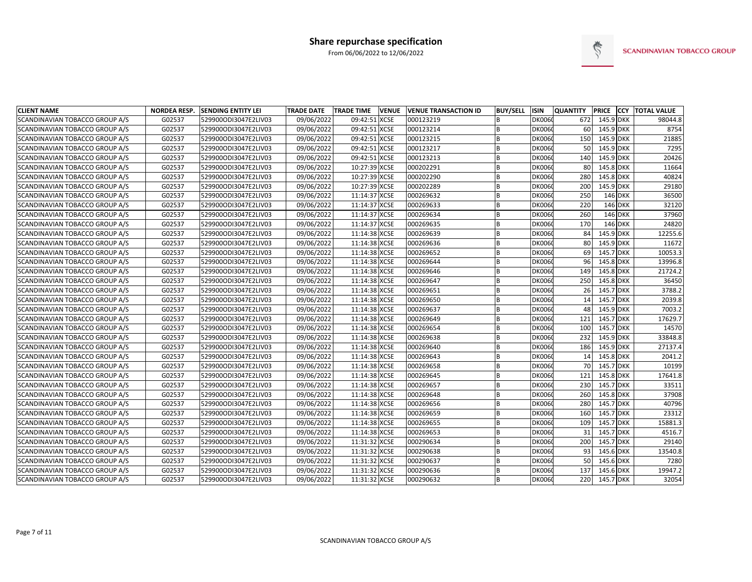# Share repurchase specification

From 06/06/2022 to 12/06/2022

SCANDINAVIAN TOBACCO GROUP

| CLIENT NAME | NORDEA RESP. | SENDING ENTITY LEI | TRADE DATE | TRADE TIME | VENUE | VENUE TRANSACTION ID | BUY/SELL | ISIN | QUANTITY | PRICE | CCY | TOTAL VALUE |
|---|---|---|---|---|---|---|---|---|---|---|---|---|
| SCANDINAVIAN TOBACCO GROUP A/S | G02537 | 529900ODI3047E2LIV03 | 09/06/2022 | 09:42:51 | XCSE | 000123219 | B | DK006 | 672 | 145.9 | DKK | 98044.8 |
| SCANDINAVIAN TOBACCO GROUP A/S | G02537 | 529900ODI3047E2LIV03 | 09/06/2022 | 09:42:51 | XCSE | 000123214 | B | DK006 | 60 | 145.9 | DKK | 8754 |
| SCANDINAVIAN TOBACCO GROUP A/S | G02537 | 529900ODI3047E2LIV03 | 09/06/2022 | 09:42:51 | XCSE | 000123215 | B | DK006 | 150 | 145.9 | DKK | 21885 |
| SCANDINAVIAN TOBACCO GROUP A/S | G02537 | 529900ODI3047E2LIV03 | 09/06/2022 | 09:42:51 | XCSE | 000123217 | B | DK006 | 50 | 145.9 | DKK | 7295 |
| SCANDINAVIAN TOBACCO GROUP A/S | G02537 | 529900ODI3047E2LIV03 | 09/06/2022 | 09:42:51 | XCSE | 000123213 | B | DK006 | 140 | 145.9 | DKK | 20426 |
| SCANDINAVIAN TOBACCO GROUP A/S | G02537 | 529900ODI3047E2LIV03 | 09/06/2022 | 10:27:39 | XCSE | 000202291 | B | DK006 | 80 | 145.8 | DKK | 11664 |
| SCANDINAVIAN TOBACCO GROUP A/S | G02537 | 529900ODI3047E2LIV03 | 09/06/2022 | 10:27:39 | XCSE | 000202290 | B | DK006 | 280 | 145.8 | DKK | 40824 |
| SCANDINAVIAN TOBACCO GROUP A/S | G02537 | 529900ODI3047E2LIV03 | 09/06/2022 | 10:27:39 | XCSE | 000202289 | B | DK006 | 200 | 145.9 | DKK | 29180 |
| SCANDINAVIAN TOBACCO GROUP A/S | G02537 | 529900ODI3047E2LIV03 | 09/06/2022 | 11:14:37 | XCSE | 000269632 | B | DK006 | 250 | 146 | DKK | 36500 |
| SCANDINAVIAN TOBACCO GROUP A/S | G02537 | 529900ODI3047E2LIV03 | 09/06/2022 | 11:14:37 | XCSE | 000269633 | B | DK006 | 220 | 146 | DKK | 32120 |
| SCANDINAVIAN TOBACCO GROUP A/S | G02537 | 529900ODI3047E2LIV03 | 09/06/2022 | 11:14:37 | XCSE | 000269634 | B | DK006 | 260 | 146 | DKK | 37960 |
| SCANDINAVIAN TOBACCO GROUP A/S | G02537 | 529900ODI3047E2LIV03 | 09/06/2022 | 11:14:37 | XCSE | 000269635 | B | DK006 | 170 | 146 | DKK | 24820 |
| SCANDINAVIAN TOBACCO GROUP A/S | G02537 | 529900ODI3047E2LIV03 | 09/06/2022 | 11:14:38 | XCSE | 000269639 | B | DK006 | 84 | 145.9 | DKK | 12255.6 |
| SCANDINAVIAN TOBACCO GROUP A/S | G02537 | 529900ODI3047E2LIV03 | 09/06/2022 | 11:14:38 | XCSE | 000269636 | B | DK006 | 80 | 145.9 | DKK | 11672 |
| SCANDINAVIAN TOBACCO GROUP A/S | G02537 | 529900ODI3047E2LIV03 | 09/06/2022 | 11:14:38 | XCSE | 000269652 | B | DK006 | 69 | 145.7 | DKK | 10053.3 |
| SCANDINAVIAN TOBACCO GROUP A/S | G02537 | 529900ODI3047E2LIV03 | 09/06/2022 | 11:14:38 | XCSE | 000269644 | B | DK006 | 96 | 145.8 | DKK | 13996.8 |
| SCANDINAVIAN TOBACCO GROUP A/S | G02537 | 529900ODI3047E2LIV03 | 09/06/2022 | 11:14:38 | XCSE | 000269646 | B | DK006 | 149 | 145.8 | DKK | 21724.2 |
| SCANDINAVIAN TOBACCO GROUP A/S | G02537 | 529900ODI3047E2LIV03 | 09/06/2022 | 11:14:38 | XCSE | 000269647 | B | DK006 | 250 | 145.8 | DKK | 36450 |
| SCANDINAVIAN TOBACCO GROUP A/S | G02537 | 529900ODI3047E2LIV03 | 09/06/2022 | 11:14:38 | XCSE | 000269651 | B | DK006 | 26 | 145.7 | DKK | 3788.2 |
| SCANDINAVIAN TOBACCO GROUP A/S | G02537 | 529900ODI3047E2LIV03 | 09/06/2022 | 11:14:38 | XCSE | 000269650 | B | DK006 | 14 | 145.7 | DKK | 2039.8 |
| SCANDINAVIAN TOBACCO GROUP A/S | G02537 | 529900ODI3047E2LIV03 | 09/06/2022 | 11:14:38 | XCSE | 000269637 | B | DK006 | 48 | 145.9 | DKK | 7003.2 |
| SCANDINAVIAN TOBACCO GROUP A/S | G02537 | 529900ODI3047E2LIV03 | 09/06/2022 | 11:14:38 | XCSE | 000269649 | B | DK006 | 121 | 145.7 | DKK | 17629.7 |
| SCANDINAVIAN TOBACCO GROUP A/S | G02537 | 529900ODI3047E2LIV03 | 09/06/2022 | 11:14:38 | XCSE | 000269654 | B | DK006 | 100 | 145.7 | DKK | 14570 |
| SCANDINAVIAN TOBACCO GROUP A/S | G02537 | 529900ODI3047E2LIV03 | 09/06/2022 | 11:14:38 | XCSE | 000269638 | B | DK006 | 232 | 145.9 | DKK | 33848.8 |
| SCANDINAVIAN TOBACCO GROUP A/S | G02537 | 529900ODI3047E2LIV03 | 09/06/2022 | 11:14:38 | XCSE | 000269640 | B | DK006 | 186 | 145.9 | DKK | 27137.4 |
| SCANDINAVIAN TOBACCO GROUP A/S | G02537 | 529900ODI3047E2LIV03 | 09/06/2022 | 11:14:38 | XCSE | 000269643 | B | DK006 | 14 | 145.8 | DKK | 2041.2 |
| SCANDINAVIAN TOBACCO GROUP A/S | G02537 | 529900ODI3047E2LIV03 | 09/06/2022 | 11:14:38 | XCSE | 000269658 | B | DK006 | 70 | 145.7 | DKK | 10199 |
| SCANDINAVIAN TOBACCO GROUP A/S | G02537 | 529900ODI3047E2LIV03 | 09/06/2022 | 11:14:38 | XCSE | 000269645 | B | DK006 | 121 | 145.8 | DKK | 17641.8 |
| SCANDINAVIAN TOBACCO GROUP A/S | G02537 | 529900ODI3047E2LIV03 | 09/06/2022 | 11:14:38 | XCSE | 000269657 | B | DK006 | 230 | 145.7 | DKK | 33511 |
| SCANDINAVIAN TOBACCO GROUP A/S | G02537 | 529900ODI3047E2LIV03 | 09/06/2022 | 11:14:38 | XCSE | 000269648 | B | DK006 | 260 | 145.8 | DKK | 37908 |
| SCANDINAVIAN TOBACCO GROUP A/S | G02537 | 529900ODI3047E2LIV03 | 09/06/2022 | 11:14:38 | XCSE | 000269656 | B | DK006 | 280 | 145.7 | DKK | 40796 |
| SCANDINAVIAN TOBACCO GROUP A/S | G02537 | 529900ODI3047E2LIV03 | 09/06/2022 | 11:14:38 | XCSE | 000269659 | B | DK006 | 160 | 145.7 | DKK | 23312 |
| SCANDINAVIAN TOBACCO GROUP A/S | G02537 | 529900ODI3047E2LIV03 | 09/06/2022 | 11:14:38 | XCSE | 000269655 | B | DK006 | 109 | 145.7 | DKK | 15881.3 |
| SCANDINAVIAN TOBACCO GROUP A/S | G02537 | 529900ODI3047E2LIV03 | 09/06/2022 | 11:14:38 | XCSE | 000269653 | B | DK006 | 31 | 145.7 | DKK | 4516.7 |
| SCANDINAVIAN TOBACCO GROUP A/S | G02537 | 529900ODI3047E2LIV03 | 09/06/2022 | 11:31:32 | XCSE | 000290634 | B | DK006 | 200 | 145.7 | DKK | 29140 |
| SCANDINAVIAN TOBACCO GROUP A/S | G02537 | 529900ODI3047E2LIV03 | 09/06/2022 | 11:31:32 | XCSE | 000290638 | B | DK006 | 93 | 145.6 | DKK | 13540.8 |
| SCANDINAVIAN TOBACCO GROUP A/S | G02537 | 529900ODI3047E2LIV03 | 09/06/2022 | 11:31:32 | XCSE | 000290637 | B | DK006 | 50 | 145.6 | DKK | 7280 |
| SCANDINAVIAN TOBACCO GROUP A/S | G02537 | 529900ODI3047E2LIV03 | 09/06/2022 | 11:31:32 | XCSE | 000290636 | B | DK006 | 137 | 145.6 | DKK | 19947.2 |
| SCANDINAVIAN TOBACCO GROUP A/S | G02537 | 529900ODI3047E2LIV03 | 09/06/2022 | 11:31:32 | XCSE | 000290632 | B | DK006 | 220 | 145.7 | DKK | 32054 |

SCANDINAVIAN TOBACCO GROUP A/S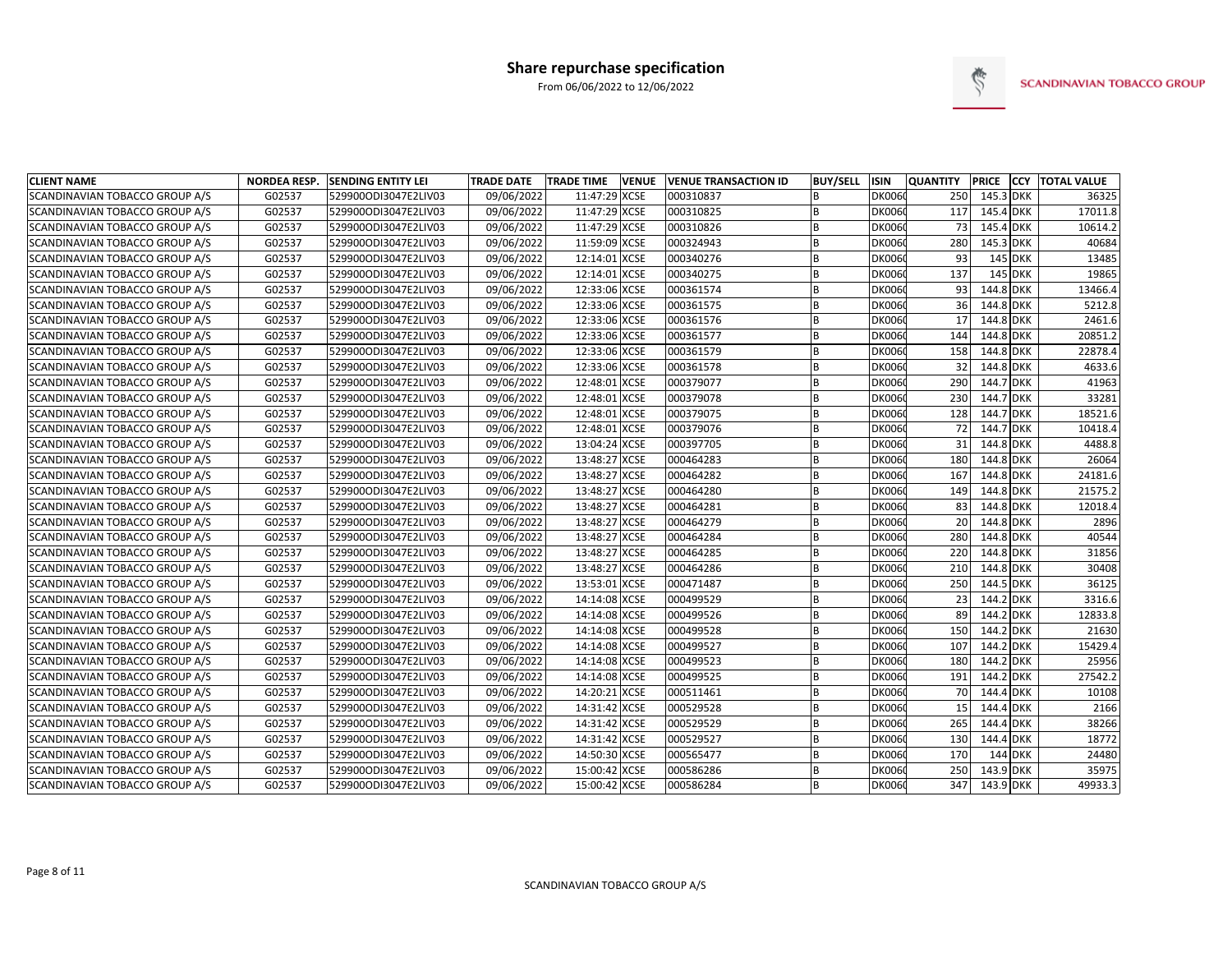# Share repurchase specification

From 06/06/2022 to 12/06/2022

SCANDINAVIAN TOBACCO GROUP

| CLIENT NAME | NORDEA RESP. | SENDING ENTITY LEI | TRADE DATE | TRADE TIME | VENUE | VENUE TRANSACTION ID | BUY/SELL | ISIN | QUANTITY | PRICE | CCY | TOTAL VALUE |
|---|---|---|---|---|---|---|---|---|---|---|---|---|
| SCANDINAVIAN TOBACCO GROUP A/S | G02537 | 529900ODI3047E2LIV03 | 09/06/2022 | 11:47:29 | XCSE | 000310837 | B | DK006 | 250 | 145.3 | DKK | 36325 |
| SCANDINAVIAN TOBACCO GROUP A/S | G02537 | 529900ODI3047E2LIV03 | 09/06/2022 | 11:47:29 | XCSE | 000310825 | B | DK006 | 117 | 145.4 | DKK | 17011.8 |
| SCANDINAVIAN TOBACCO GROUP A/S | G02537 | 529900ODI3047E2LIV03 | 09/06/2022 | 11:47:29 | XCSE | 000310826 | B | DK006 | 73 | 145.4 | DKK | 10614.2 |
| SCANDINAVIAN TOBACCO GROUP A/S | G02537 | 529900ODI3047E2LIV03 | 09/06/2022 | 11:59:09 | XCSE | 000324943 | B | DK006 | 280 | 145.3 | DKK | 40684 |
| SCANDINAVIAN TOBACCO GROUP A/S | G02537 | 529900ODI3047E2LIV03 | 09/06/2022 | 12:14:01 | XCSE | 000340276 | B | DK006 | 93 | 145 | DKK | 13485 |
| SCANDINAVIAN TOBACCO GROUP A/S | G02537 | 529900ODI3047E2LIV03 | 09/06/2022 | 12:14:01 | XCSE | 000340275 | B | DK006 | 137 | 145 | DKK | 19865 |
| SCANDINAVIAN TOBACCO GROUP A/S | G02537 | 529900ODI3047E2LIV03 | 09/06/2022 | 12:33:06 | XCSE | 000361574 | B | DK006 | 93 | 144.8 | DKK | 13466.4 |
| SCANDINAVIAN TOBACCO GROUP A/S | G02537 | 529900ODI3047E2LIV03 | 09/06/2022 | 12:33:06 | XCSE | 000361575 | B | DK006 | 36 | 144.8 | DKK | 5212.8 |
| SCANDINAVIAN TOBACCO GROUP A/S | G02537 | 529900ODI3047E2LIV03 | 09/06/2022 | 12:33:06 | XCSE | 000361576 | B | DK006 | 17 | 144.8 | DKK | 2461.6 |
| SCANDINAVIAN TOBACCO GROUP A/S | G02537 | 529900ODI3047E2LIV03 | 09/06/2022 | 12:33:06 | XCSE | 000361577 | B | DK006 | 144 | 144.8 | DKK | 20851.2 |
| SCANDINAVIAN TOBACCO GROUP A/S | G02537 | 529900ODI3047E2LIV03 | 09/06/2022 | 12:33:06 | XCSE | 000361579 | B | DK006 | 158 | 144.8 | DKK | 22878.4 |
| SCANDINAVIAN TOBACCO GROUP A/S | G02537 | 529900ODI3047E2LIV03 | 09/06/2022 | 12:33:06 | XCSE | 000361578 | B | DK006 | 32 | 144.8 | DKK | 4633.6 |
| SCANDINAVIAN TOBACCO GROUP A/S | G02537 | 529900ODI3047E2LIV03 | 09/06/2022 | 12:48:01 | XCSE | 000379077 | B | DK006 | 290 | 144.7 | DKK | 41963 |
| SCANDINAVIAN TOBACCO GROUP A/S | G02537 | 529900ODI3047E2LIV03 | 09/06/2022 | 12:48:01 | XCSE | 000379078 | B | DK006 | 230 | 144.7 | DKK | 33281 |
| SCANDINAVIAN TOBACCO GROUP A/S | G02537 | 529900ODI3047E2LIV03 | 09/06/2022 | 12:48:01 | XCSE | 000379075 | B | DK006 | 128 | 144.7 | DKK | 18521.6 |
| SCANDINAVIAN TOBACCO GROUP A/S | G02537 | 529900ODI3047E2LIV03 | 09/06/2022 | 12:48:01 | XCSE | 000379076 | B | DK006 | 72 | 144.7 | DKK | 10418.4 |
| SCANDINAVIAN TOBACCO GROUP A/S | G02537 | 529900ODI3047E2LIV03 | 09/06/2022 | 13:04:24 | XCSE | 000397705 | B | DK006 | 31 | 144.8 | DKK | 4488.8 |
| SCANDINAVIAN TOBACCO GROUP A/S | G02537 | 529900ODI3047E2LIV03 | 09/06/2022 | 13:48:27 | XCSE | 000464283 | B | DK006 | 180 | 144.8 | DKK | 26064 |
| SCANDINAVIAN TOBACCO GROUP A/S | G02537 | 529900ODI3047E2LIV03 | 09/06/2022 | 13:48:27 | XCSE | 000464282 | B | DK006 | 167 | 144.8 | DKK | 24181.6 |
| SCANDINAVIAN TOBACCO GROUP A/S | G02537 | 529900ODI3047E2LIV03 | 09/06/2022 | 13:48:27 | XCSE | 000464280 | B | DK006 | 149 | 144.8 | DKK | 21575.2 |
| SCANDINAVIAN TOBACCO GROUP A/S | G02537 | 529900ODI3047E2LIV03 | 09/06/2022 | 13:48:27 | XCSE | 000464281 | B | DK006 | 83 | 144.8 | DKK | 12018.4 |
| SCANDINAVIAN TOBACCO GROUP A/S | G02537 | 529900ODI3047E2LIV03 | 09/06/2022 | 13:48:27 | XCSE | 000464279 | B | DK006 | 20 | 144.8 | DKK | 2896 |
| SCANDINAVIAN TOBACCO GROUP A/S | G02537 | 529900ODI3047E2LIV03 | 09/06/2022 | 13:48:27 | XCSE | 000464284 | B | DK006 | 280 | 144.8 | DKK | 40544 |
| SCANDINAVIAN TOBACCO GROUP A/S | G02537 | 529900ODI3047E2LIV03 | 09/06/2022 | 13:48:27 | XCSE | 000464285 | B | DK006 | 220 | 144.8 | DKK | 31856 |
| SCANDINAVIAN TOBACCO GROUP A/S | G02537 | 529900ODI3047E2LIV03 | 09/06/2022 | 13:48:27 | XCSE | 000464286 | B | DK006 | 210 | 144.8 | DKK | 30408 |
| SCANDINAVIAN TOBACCO GROUP A/S | G02537 | 529900ODI3047E2LIV03 | 09/06/2022 | 13:53:01 | XCSE | 000471487 | B | DK006 | 250 | 144.5 | DKK | 36125 |
| SCANDINAVIAN TOBACCO GROUP A/S | G02537 | 529900ODI3047E2LIV03 | 09/06/2022 | 14:14:08 | XCSE | 000499529 | B | DK006 | 23 | 144.2 | DKK | 3316.6 |
| SCANDINAVIAN TOBACCO GROUP A/S | G02537 | 529900ODI3047E2LIV03 | 09/06/2022 | 14:14:08 | XCSE | 000499526 | B | DK006 | 89 | 144.2 | DKK | 12833.8 |
| SCANDINAVIAN TOBACCO GROUP A/S | G02537 | 529900ODI3047E2LIV03 | 09/06/2022 | 14:14:08 | XCSE | 000499528 | B | DK006 | 150 | 144.2 | DKK | 21630 |
| SCANDINAVIAN TOBACCO GROUP A/S | G02537 | 529900ODI3047E2LIV03 | 09/06/2022 | 14:14:08 | XCSE | 000499527 | B | DK006 | 107 | 144.2 | DKK | 15429.4 |
| SCANDINAVIAN TOBACCO GROUP A/S | G02537 | 529900ODI3047E2LIV03 | 09/06/2022 | 14:14:08 | XCSE | 000499523 | B | DK006 | 180 | 144.2 | DKK | 25956 |
| SCANDINAVIAN TOBACCO GROUP A/S | G02537 | 529900ODI3047E2LIV03 | 09/06/2022 | 14:14:08 | XCSE | 000499525 | B | DK006 | 191 | 144.2 | DKK | 27542.2 |
| SCANDINAVIAN TOBACCO GROUP A/S | G02537 | 529900ODI3047E2LIV03 | 09/06/2022 | 14:20:21 | XCSE | 000511461 | B | DK006 | 70 | 144.4 | DKK | 10108 |
| SCANDINAVIAN TOBACCO GROUP A/S | G02537 | 529900ODI3047E2LIV03 | 09/06/2022 | 14:31:42 | XCSE | 000529528 | B | DK006 | 15 | 144.4 | DKK | 2166 |
| SCANDINAVIAN TOBACCO GROUP A/S | G02537 | 529900ODI3047E2LIV03 | 09/06/2022 | 14:31:42 | XCSE | 000529529 | B | DK006 | 265 | 144.4 | DKK | 38266 |
| SCANDINAVIAN TOBACCO GROUP A/S | G02537 | 529900ODI3047E2LIV03 | 09/06/2022 | 14:31:42 | XCSE | 000529527 | B | DK006 | 130 | 144.4 | DKK | 18772 |
| SCANDINAVIAN TOBACCO GROUP A/S | G02537 | 529900ODI3047E2LIV03 | 09/06/2022 | 14:50:30 | XCSE | 000565477 | B | DK006 | 170 | 144 | DKK | 24480 |
| SCANDINAVIAN TOBACCO GROUP A/S | G02537 | 529900ODI3047E2LIV03 | 09/06/2022 | 15:00:42 | XCSE | 000586286 | B | DK006 | 250 | 143.9 | DKK | 35975 |
| SCANDINAVIAN TOBACCO GROUP A/S | G02537 | 529900ODI3047E2LIV03 | 09/06/2022 | 15:00:42 | XCSE | 000586284 | B | DK006 | 347 | 143.9 | DKK | 49933.3 |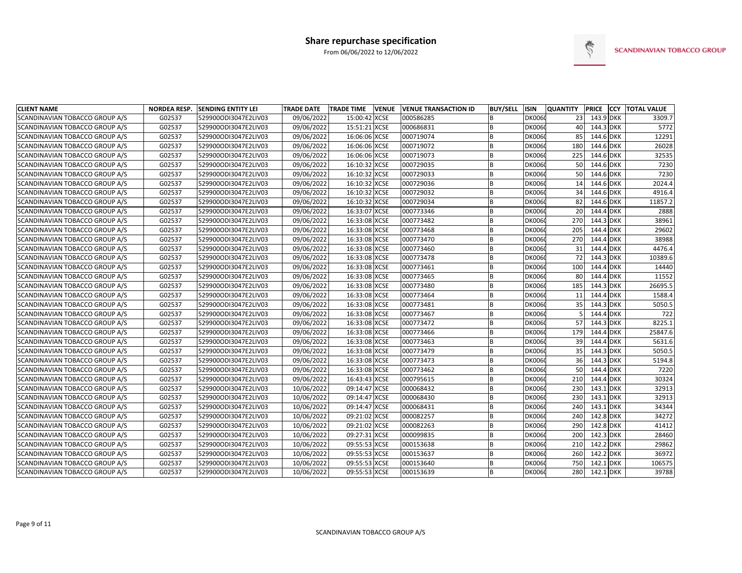# Share repurchase specification

From 06/06/2022 to 12/06/2022

SCANDINAVIAN TOBACCO GROUP

| CLIENT NAME | NORDEA RESP. | SENDING ENTITY LEI | TRADE DATE | TRADE TIME | VENUE | VENUE TRANSACTION ID | BUY/SELL | ISIN | QUANTITY | PRICE | CCY | TOTAL VALUE |
|---|---|---|---|---|---|---|---|---|---|---|---|---|
| SCANDINAVIAN TOBACCO GROUP A/S | G02537 | 529900ODI3047E2LIV03 | 09/06/2022 | 15:00:42 | XCSE | 000586285 | B | DK006 | 23 | 143.9 | DKK | 3309.7 |
| SCANDINAVIAN TOBACCO GROUP A/S | G02537 | 529900ODI3047E2LIV03 | 09/06/2022 | 15:51:21 | XCSE | 000686831 | B | DK006 | 40 | 144.3 | DKK | 5772 |
| SCANDINAVIAN TOBACCO GROUP A/S | G02537 | 529900ODI3047E2LIV03 | 09/06/2022 | 16:06:06 | XCSE | 000719074 | B | DK006 | 85 | 144.6 | DKK | 12291 |
| SCANDINAVIAN TOBACCO GROUP A/S | G02537 | 529900ODI3047E2LIV03 | 09/06/2022 | 16:06:06 | XCSE | 000719072 | B | DK006 | 180 | 144.6 | DKK | 26028 |
| SCANDINAVIAN TOBACCO GROUP A/S | G02537 | 529900ODI3047E2LIV03 | 09/06/2022 | 16:06:06 | XCSE | 000719073 | B | DK006 | 225 | 144.6 | DKK | 32535 |
| SCANDINAVIAN TOBACCO GROUP A/S | G02537 | 529900ODI3047E2LIV03 | 09/06/2022 | 16:10:32 | XCSE | 000729035 | B | DK006 | 50 | 144.6 | DKK | 7230 |
| SCANDINAVIAN TOBACCO GROUP A/S | G02537 | 529900ODI3047E2LIV03 | 09/06/2022 | 16:10:32 | XCSE | 000729033 | B | DK006 | 50 | 144.6 | DKK | 7230 |
| SCANDINAVIAN TOBACCO GROUP A/S | G02537 | 529900ODI3047E2LIV03 | 09/06/2022 | 16:10:32 | XCSE | 000729036 | B | DK006 | 14 | 144.6 | DKK | 2024.4 |
| SCANDINAVIAN TOBACCO GROUP A/S | G02537 | 529900ODI3047E2LIV03 | 09/06/2022 | 16:10:32 | XCSE | 000729032 | B | DK006 | 34 | 144.6 | DKK | 4916.4 |
| SCANDINAVIAN TOBACCO GROUP A/S | G02537 | 529900ODI3047E2LIV03 | 09/06/2022 | 16:10:32 | XCSE | 000729034 | B | DK006 | 82 | 144.6 | DKK | 11857.2 |
| SCANDINAVIAN TOBACCO GROUP A/S | G02537 | 529900ODI3047E2LIV03 | 09/06/2022 | 16:33:07 | XCSE | 000773346 | B | DK006 | 20 | 144.4 | DKK | 2888 |
| SCANDINAVIAN TOBACCO GROUP A/S | G02537 | 529900ODI3047E2LIV03 | 09/06/2022 | 16:33:08 | XCSE | 000773482 | B | DK006 | 270 | 144.3 | DKK | 38961 |
| SCANDINAVIAN TOBACCO GROUP A/S | G02537 | 529900ODI3047E2LIV03 | 09/06/2022 | 16:33:08 | XCSE | 000773468 | B | DK006 | 205 | 144.4 | DKK | 29602 |
| SCANDINAVIAN TOBACCO GROUP A/S | G02537 | 529900ODI3047E2LIV03 | 09/06/2022 | 16:33:08 | XCSE | 000773470 | B | DK006 | 270 | 144.4 | DKK | 38988 |
| SCANDINAVIAN TOBACCO GROUP A/S | G02537 | 529900ODI3047E2LIV03 | 09/06/2022 | 16:33:08 | XCSE | 000773460 | B | DK006 | 31 | 144.4 | DKK | 4476.4 |
| SCANDINAVIAN TOBACCO GROUP A/S | G02537 | 529900ODI3047E2LIV03 | 09/06/2022 | 16:33:08 | XCSE | 000773478 | B | DK006 | 72 | 144.3 | DKK | 10389.6 |
| SCANDINAVIAN TOBACCO GROUP A/S | G02537 | 529900ODI3047E2LIV03 | 09/06/2022 | 16:33:08 | XCSE | 000773461 | B | DK006 | 100 | 144.4 | DKK | 14440 |
| SCANDINAVIAN TOBACCO GROUP A/S | G02537 | 529900ODI3047E2LIV03 | 09/06/2022 | 16:33:08 | XCSE | 000773465 | B | DK006 | 80 | 144.4 | DKK | 11552 |
| SCANDINAVIAN TOBACCO GROUP A/S | G02537 | 529900ODI3047E2LIV03 | 09/06/2022 | 16:33:08 | XCSE | 000773480 | B | DK006 | 185 | 144.3 | DKK | 26695.5 |
| SCANDINAVIAN TOBACCO GROUP A/S | G02537 | 529900ODI3047E2LIV03 | 09/06/2022 | 16:33:08 | XCSE | 000773464 | B | DK006 | 11 | 144.4 | DKK | 1588.4 |
| SCANDINAVIAN TOBACCO GROUP A/S | G02537 | 529900ODI3047E2LIV03 | 09/06/2022 | 16:33:08 | XCSE | 000773481 | B | DK006 | 35 | 144.3 | DKK | 5050.5 |
| SCANDINAVIAN TOBACCO GROUP A/S | G02537 | 529900ODI3047E2LIV03 | 09/06/2022 | 16:33:08 | XCSE | 000773467 | B | DK006 | 5 | 144.4 | DKK | 722 |
| SCANDINAVIAN TOBACCO GROUP A/S | G02537 | 529900ODI3047E2LIV03 | 09/06/2022 | 16:33:08 | XCSE | 000773472 | B | DK006 | 57 | 144.3 | DKK | 8225.1 |
| SCANDINAVIAN TOBACCO GROUP A/S | G02537 | 529900ODI3047E2LIV03 | 09/06/2022 | 16:33:08 | XCSE | 000773466 | B | DK006 | 179 | 144.4 | DKK | 25847.6 |
| SCANDINAVIAN TOBACCO GROUP A/S | G02537 | 529900ODI3047E2LIV03 | 09/06/2022 | 16:33:08 | XCSE | 000773463 | B | DK006 | 39 | 144.4 | DKK | 5631.6 |
| SCANDINAVIAN TOBACCO GROUP A/S | G02537 | 529900ODI3047E2LIV03 | 09/06/2022 | 16:33:08 | XCSE | 000773479 | B | DK006 | 35 | 144.3 | DKK | 5050.5 |
| SCANDINAVIAN TOBACCO GROUP A/S | G02537 | 529900ODI3047E2LIV03 | 09/06/2022 | 16:33:08 | XCSE | 000773473 | B | DK006 | 36 | 144.3 | DKK | 5194.8 |
| SCANDINAVIAN TOBACCO GROUP A/S | G02537 | 529900ODI3047E2LIV03 | 09/06/2022 | 16:33:08 | XCSE | 000773462 | B | DK006 | 50 | 144.4 | DKK | 7220 |
| SCANDINAVIAN TOBACCO GROUP A/S | G02537 | 529900ODI3047E2LIV03 | 09/06/2022 | 16:43:43 | XCSE | 000795615 | B | DK006 | 210 | 144.4 | DKK | 30324 |
| SCANDINAVIAN TOBACCO GROUP A/S | G02537 | 529900ODI3047E2LIV03 | 10/06/2022 | 09:14:47 | XCSE | 000068432 | B | DK006 | 230 | 143.1 | DKK | 32913 |
| SCANDINAVIAN TOBACCO GROUP A/S | G02537 | 529900ODI3047E2LIV03 | 10/06/2022 | 09:14:47 | XCSE | 000068430 | B | DK006 | 230 | 143.1 | DKK | 32913 |
| SCANDINAVIAN TOBACCO GROUP A/S | G02537 | 529900ODI3047E2LIV03 | 10/06/2022 | 09:14:47 | XCSE | 000068431 | B | DK006 | 240 | 143.1 | DKK | 34344 |
| SCANDINAVIAN TOBACCO GROUP A/S | G02537 | 529900ODI3047E2LIV03 | 10/06/2022 | 09:21:02 | XCSE | 000082257 | B | DK006 | 240 | 142.8 | DKK | 34272 |
| SCANDINAVIAN TOBACCO GROUP A/S | G02537 | 529900ODI3047E2LIV03 | 10/06/2022 | 09:21:02 | XCSE | 000082263 | B | DK006 | 290 | 142.8 | DKK | 41412 |
| SCANDINAVIAN TOBACCO GROUP A/S | G02537 | 529900ODI3047E2LIV03 | 10/06/2022 | 09:27:31 | XCSE | 000099835 | B | DK006 | 200 | 142.3 | DKK | 28460 |
| SCANDINAVIAN TOBACCO GROUP A/S | G02537 | 529900ODI3047E2LIV03 | 10/06/2022 | 09:55:53 | XCSE | 000153638 | B | DK006 | 210 | 142.2 | DKK | 29862 |
| SCANDINAVIAN TOBACCO GROUP A/S | G02537 | 529900ODI3047E2LIV03 | 10/06/2022 | 09:55:53 | XCSE | 000153637 | B | DK006 | 260 | 142.2 | DKK | 36972 |
| SCANDINAVIAN TOBACCO GROUP A/S | G02537 | 529900ODI3047E2LIV03 | 10/06/2022 | 09:55:53 | XCSE | 000153640 | B | DK006 | 750 | 142.1 | DKK | 106575 |
| SCANDINAVIAN TOBACCO GROUP A/S | G02537 | 529900ODI3047E2LIV03 | 10/06/2022 | 09:55:53 | XCSE | 000153639 | B | DK006 | 280 | 142.1 | DKK | 39788 |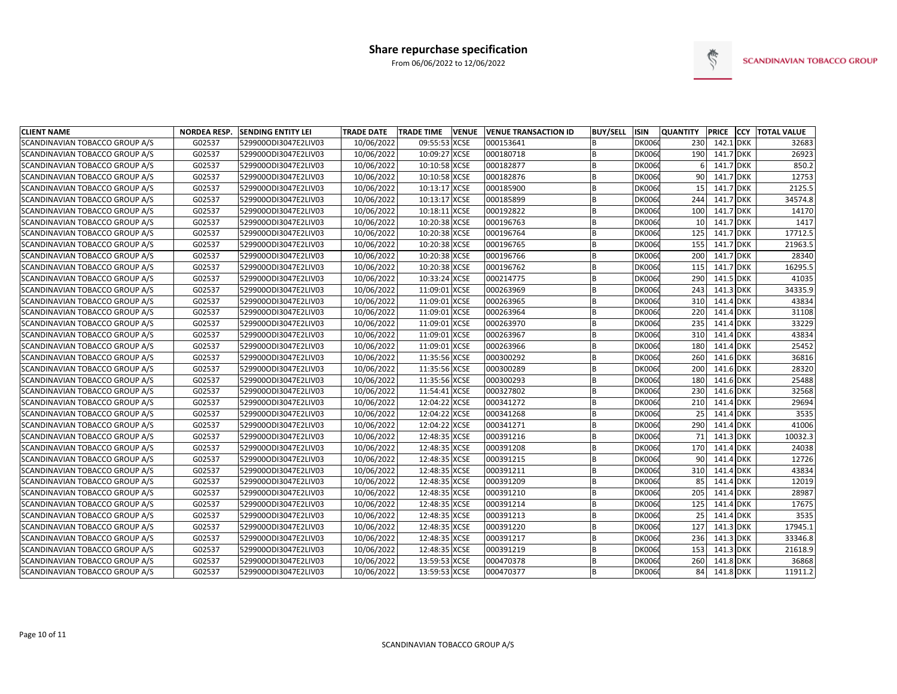# Share repurchase specification

From 06/06/2022 to 12/06/2022

SCANDINAVIAN TOBACCO GROUP

| CLIENT NAME | NORDEA RESP. | SENDING ENTITY LEI | TRADE DATE | TRADE TIME | VENUE | VENUE TRANSACTION ID | BUY/SELL | ISIN | QUANTITY | PRICE | CCY | TOTAL VALUE |
|---|---|---|---|---|---|---|---|---|---|---|---|---|
| SCANDINAVIAN TOBACCO GROUP A/S | G02537 | 529900ODI3047E2LIV03 | 10/06/2022 | 09:55:53 | XCSE | 000153641 | B | DK006( | 230 | 142.1 | DKK | 32683 |
| SCANDINAVIAN TOBACCO GROUP A/S | G02537 | 529900ODI3047E2LIV03 | 10/06/2022 | 10:09:27 | XCSE | 000180718 | B | DK006( | 190 | 141.7 | DKK | 26923 |
| SCANDINAVIAN TOBACCO GROUP A/S | G02537 | 529900ODI3047E2LIV03 | 10/06/2022 | 10:10:58 | XCSE | 000182877 | B | DK006( | 6 | 141.7 | DKK | 850.2 |
| SCANDINAVIAN TOBACCO GROUP A/S | G02537 | 529900ODI3047E2LIV03 | 10/06/2022 | 10:10:58 | XCSE | 000182876 | B | DK006( | 90 | 141.7 | DKK | 12753 |
| SCANDINAVIAN TOBACCO GROUP A/S | G02537 | 529900ODI3047E2LIV03 | 10/06/2022 | 10:13:17 | XCSE | 000185900 | B | DK006( | 15 | 141.7 | DKK | 2125.5 |
| SCANDINAVIAN TOBACCO GROUP A/S | G02537 | 529900ODI3047E2LIV03 | 10/06/2022 | 10:13:17 | XCSE | 000185899 | B | DK006( | 244 | 141.7 | DKK | 34574.8 |
| SCANDINAVIAN TOBACCO GROUP A/S | G02537 | 529900ODI3047E2LIV03 | 10/06/2022 | 10:18:11 | XCSE | 000192822 | B | DK006( | 100 | 141.7 | DKK | 14170 |
| SCANDINAVIAN TOBACCO GROUP A/S | G02537 | 529900ODI3047E2LIV03 | 10/06/2022 | 10:20:38 | XCSE | 000196763 | B | DK006( | 10 | 141.7 | DKK | 1417 |
| SCANDINAVIAN TOBACCO GROUP A/S | G02537 | 529900ODI3047E2LIV03 | 10/06/2022 | 10:20:38 | XCSE | 000196764 | B | DK006( | 125 | 141.7 | DKK | 17712.5 |
| SCANDINAVIAN TOBACCO GROUP A/S | G02537 | 529900ODI3047E2LIV03 | 10/06/2022 | 10:20:38 | XCSE | 000196765 | B | DK006( | 155 | 141.7 | DKK | 21963.5 |
| SCANDINAVIAN TOBACCO GROUP A/S | G02537 | 529900ODI3047E2LIV03 | 10/06/2022 | 10:20:38 | XCSE | 000196766 | B | DK006( | 200 | 141.7 | DKK | 28340 |
| SCANDINAVIAN TOBACCO GROUP A/S | G02537 | 529900ODI3047E2LIV03 | 10/06/2022 | 10:20:38 | XCSE | 000196762 | B | DK006( | 115 | 141.7 | DKK | 16295.5 |
| SCANDINAVIAN TOBACCO GROUP A/S | G02537 | 529900ODI3047E2LIV03 | 10/06/2022 | 10:33:24 | XCSE | 000214775 | B | DK006( | 290 | 141.5 | DKK | 41035 |
| SCANDINAVIAN TOBACCO GROUP A/S | G02537 | 529900ODI3047E2LIV03 | 10/06/2022 | 11:09:01 | XCSE | 000263969 | B | DK006( | 243 | 141.3 | DKK | 34335.9 |
| SCANDINAVIAN TOBACCO GROUP A/S | G02537 | 529900ODI3047E2LIV03 | 10/06/2022 | 11:09:01 | XCSE | 000263965 | B | DK006( | 310 | 141.4 | DKK | 43834 |
| SCANDINAVIAN TOBACCO GROUP A/S | G02537 | 529900ODI3047E2LIV03 | 10/06/2022 | 11:09:01 | XCSE | 000263964 | B | DK006( | 220 | 141.4 | DKK | 31108 |
| SCANDINAVIAN TOBACCO GROUP A/S | G02537 | 529900ODI3047E2LIV03 | 10/06/2022 | 11:09:01 | XCSE | 000263970 | B | DK006( | 235 | 141.4 | DKK | 33229 |
| SCANDINAVIAN TOBACCO GROUP A/S | G02537 | 529900ODI3047E2LIV03 | 10/06/2022 | 11:09:01 | XCSE | 000263967 | B | DK006( | 310 | 141.4 | DKK | 43834 |
| SCANDINAVIAN TOBACCO GROUP A/S | G02537 | 529900ODI3047E2LIV03 | 10/06/2022 | 11:09:01 | XCSE | 000263966 | B | DK006( | 180 | 141.4 | DKK | 25452 |
| SCANDINAVIAN TOBACCO GROUP A/S | G02537 | 529900ODI3047E2LIV03 | 10/06/2022 | 11:35:56 | XCSE | 000300292 | B | DK006( | 260 | 141.6 | DKK | 36816 |
| SCANDINAVIAN TOBACCO GROUP A/S | G02537 | 529900ODI3047E2LIV03 | 10/06/2022 | 11:35:56 | XCSE | 000300289 | B | DK006( | 200 | 141.6 | DKK | 28320 |
| SCANDINAVIAN TOBACCO GROUP A/S | G02537 | 529900ODI3047E2LIV03 | 10/06/2022 | 11:35:56 | XCSE | 000300293 | B | DK006( | 180 | 141.6 | DKK | 25488 |
| SCANDINAVIAN TOBACCO GROUP A/S | G02537 | 529900ODI3047E2LIV03 | 10/06/2022 | 11:54:41 | XCSE | 000327802 | B | DK006( | 230 | 141.6 | DKK | 32568 |
| SCANDINAVIAN TOBACCO GROUP A/S | G02537 | 529900ODI3047E2LIV03 | 10/06/2022 | 12:04:22 | XCSE | 000341272 | B | DK006( | 210 | 141.4 | DKK | 29694 |
| SCANDINAVIAN TOBACCO GROUP A/S | G02537 | 529900ODI3047E2LIV03 | 10/06/2022 | 12:04:22 | XCSE | 000341268 | B | DK006( | 25 | 141.4 | DKK | 3535 |
| SCANDINAVIAN TOBACCO GROUP A/S | G02537 | 529900ODI3047E2LIV03 | 10/06/2022 | 12:04:22 | XCSE | 000341271 | B | DK006( | 290 | 141.4 | DKK | 41006 |
| SCANDINAVIAN TOBACCO GROUP A/S | G02537 | 529900ODI3047E2LIV03 | 10/06/2022 | 12:48:35 | XCSE | 000391216 | B | DK006( | 71 | 141.3 | DKK | 10032.3 |
| SCANDINAVIAN TOBACCO GROUP A/S | G02537 | 529900ODI3047E2LIV03 | 10/06/2022 | 12:48:35 | XCSE | 000391208 | B | DK006( | 170 | 141.4 | DKK | 24038 |
| SCANDINAVIAN TOBACCO GROUP A/S | G02537 | 529900ODI3047E2LIV03 | 10/06/2022 | 12:48:35 | XCSE | 000391215 | B | DK006( | 90 | 141.4 | DKK | 12726 |
| SCANDINAVIAN TOBACCO GROUP A/S | G02537 | 529900ODI3047E2LIV03 | 10/06/2022 | 12:48:35 | XCSE | 000391211 | B | DK006( | 310 | 141.4 | DKK | 43834 |
| SCANDINAVIAN TOBACCO GROUP A/S | G02537 | 529900ODI3047E2LIV03 | 10/06/2022 | 12:48:35 | XCSE | 000391209 | B | DK006( | 85 | 141.4 | DKK | 12019 |
| SCANDINAVIAN TOBACCO GROUP A/S | G02537 | 529900ODI3047E2LIV03 | 10/06/2022 | 12:48:35 | XCSE | 000391210 | B | DK006( | 205 | 141.4 | DKK | 28987 |
| SCANDINAVIAN TOBACCO GROUP A/S | G02537 | 529900ODI3047E2LIV03 | 10/06/2022 | 12:48:35 | XCSE | 000391214 | B | DK006( | 125 | 141.4 | DKK | 17675 |
| SCANDINAVIAN TOBACCO GROUP A/S | G02537 | 529900ODI3047E2LIV03 | 10/06/2022 | 12:48:35 | XCSE | 000391213 | B | DK006( | 25 | 141.4 | DKK | 3535 |
| SCANDINAVIAN TOBACCO GROUP A/S | G02537 | 529900ODI3047E2LIV03 | 10/06/2022 | 12:48:35 | XCSE | 000391220 | B | DK006( | 127 | 141.3 | DKK | 17945.1 |
| SCANDINAVIAN TOBACCO GROUP A/S | G02537 | 529900ODI3047E2LIV03 | 10/06/2022 | 12:48:35 | XCSE | 000391217 | B | DK006( | 236 | 141.3 | DKK | 33346.8 |
| SCANDINAVIAN TOBACCO GROUP A/S | G02537 | 529900ODI3047E2LIV03 | 10/06/2022 | 12:48:35 | XCSE | 000391219 | B | DK006( | 153 | 141.3 | DKK | 21618.9 |
| SCANDINAVIAN TOBACCO GROUP A/S | G02537 | 529900ODI3047E2LIV03 | 10/06/2022 | 13:59:53 | XCSE | 000470378 | B | DK006( | 260 | 141.8 | DKK | 36868 |
| SCANDINAVIAN TOBACCO GROUP A/S | G02537 | 529900ODI3047E2LIV03 | 10/06/2022 | 13:59:53 | XCSE | 000470377 | B | DK006( | 84 | 141.8 | DKK | 11911.2 |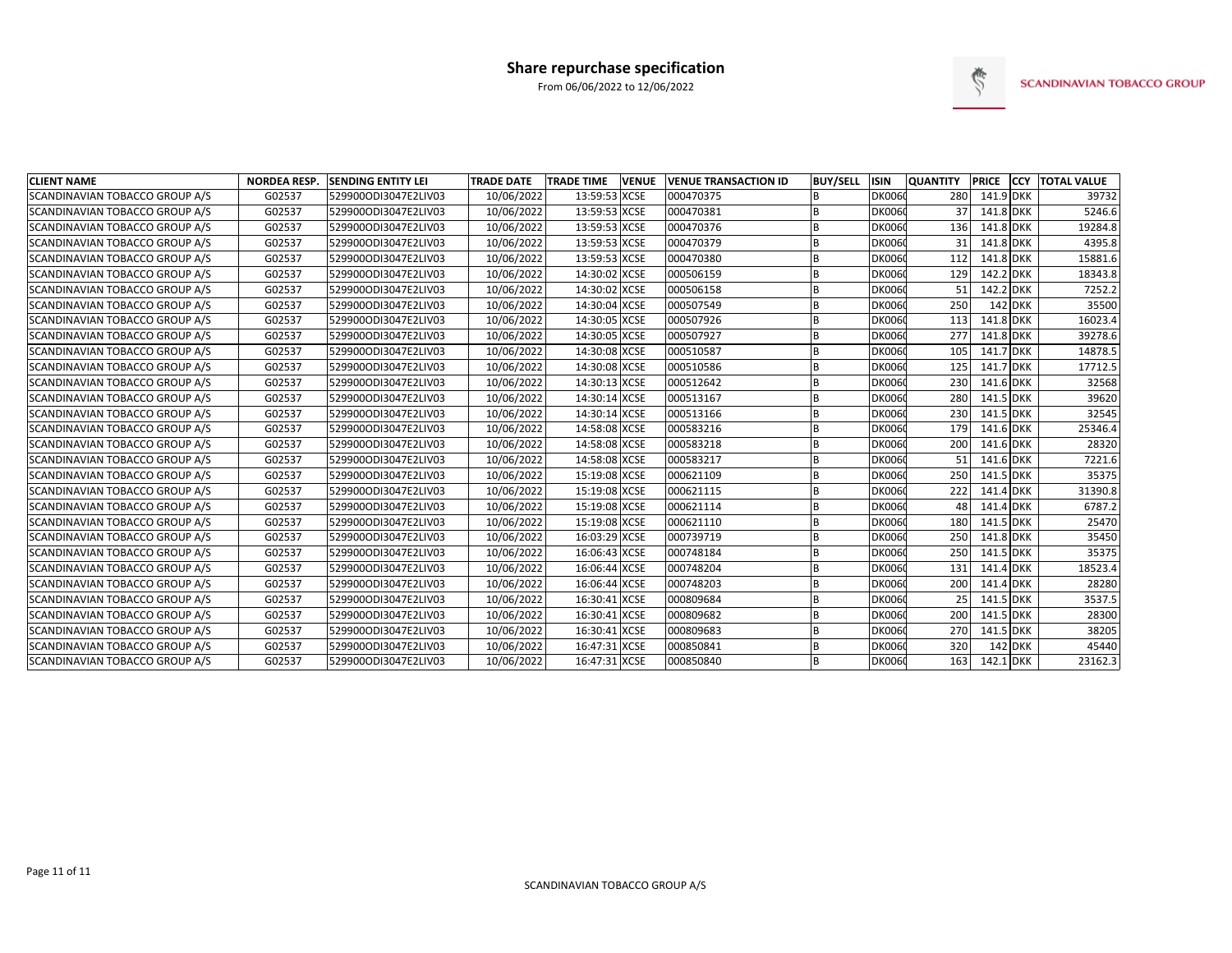# Share repurchase specification

From 06/06/2022 to 12/06/2022

SCANDINAVIAN TOBACCO GROUP

| CLIENT NAME | NORDEA RESP. | SENDING ENTITY LEI | TRADE DATE | TRADE TIME | VENUE | VENUE TRANSACTION ID | BUY/SELL | ISIN | QUANTITY | PRICE | CCY | TOTAL VALUE |
|---|---|---|---|---|---|---|---|---|---|---|---|---|
| SCANDINAVIAN TOBACCO GROUP A/S | G02537 | 529900ODI3047E2LIV03 | 10/06/2022 | 13:59:53 | XCSE | 000470375 | B | DK006 | 280 | 141.9 | DKK | 39732 |
| SCANDINAVIAN TOBACCO GROUP A/S | G02537 | 529900ODI3047E2LIV03 | 10/06/2022 | 13:59:53 | XCSE | 000470381 | B | DK006 | 37 | 141.8 | DKK | 5246.6 |
| SCANDINAVIAN TOBACCO GROUP A/S | G02537 | 529900ODI3047E2LIV03 | 10/06/2022 | 13:59:53 | XCSE | 000470376 | B | DK006 | 136 | 141.8 | DKK | 19284.8 |
| SCANDINAVIAN TOBACCO GROUP A/S | G02537 | 529900ODI3047E2LIV03 | 10/06/2022 | 13:59:53 | XCSE | 000470379 | B | DK006 | 31 | 141.8 | DKK | 4395.8 |
| SCANDINAVIAN TOBACCO GROUP A/S | G02537 | 529900ODI3047E2LIV03 | 10/06/2022 | 13:59:53 | XCSE | 000470380 | B | DK006 | 112 | 141.8 | DKK | 15881.6 |
| SCANDINAVIAN TOBACCO GROUP A/S | G02537 | 529900ODI3047E2LIV03 | 10/06/2022 | 14:30:02 | XCSE | 000506159 | B | DK006 | 129 | 142.2 | DKK | 18343.8 |
| SCANDINAVIAN TOBACCO GROUP A/S | G02537 | 529900ODI3047E2LIV03 | 10/06/2022 | 14:30:02 | XCSE | 000506158 | B | DK006 | 51 | 142.2 | DKK | 7252.2 |
| SCANDINAVIAN TOBACCO GROUP A/S | G02537 | 529900ODI3047E2LIV03 | 10/06/2022 | 14:30:04 | XCSE | 000507549 | B | DK006 | 250 | 142 | DKK | 35500 |
| SCANDINAVIAN TOBACCO GROUP A/S | G02537 | 529900ODI3047E2LIV03 | 10/06/2022 | 14:30:05 | XCSE | 000507926 | B | DK006 | 113 | 141.8 | DKK | 16023.4 |
| SCANDINAVIAN TOBACCO GROUP A/S | G02537 | 529900ODI3047E2LIV03 | 10/06/2022 | 14:30:05 | XCSE | 000507927 | B | DK006 | 277 | 141.8 | DKK | 39278.6 |
| SCANDINAVIAN TOBACCO GROUP A/S | G02537 | 529900ODI3047E2LIV03 | 10/06/2022 | 14:30:08 | XCSE | 000510587 | B | DK006 | 105 | 141.7 | DKK | 14878.5 |
| SCANDINAVIAN TOBACCO GROUP A/S | G02537 | 529900ODI3047E2LIV03 | 10/06/2022 | 14:30:08 | XCSE | 000510586 | B | DK006 | 125 | 141.7 | DKK | 17712.5 |
| SCANDINAVIAN TOBACCO GROUP A/S | G02537 | 529900ODI3047E2LIV03 | 10/06/2022 | 14:30:13 | XCSE | 000512642 | B | DK006 | 230 | 141.6 | DKK | 32568 |
| SCANDINAVIAN TOBACCO GROUP A/S | G02537 | 529900ODI3047E2LIV03 | 10/06/2022 | 14:30:14 | XCSE | 000513167 | B | DK006 | 280 | 141.5 | DKK | 39620 |
| SCANDINAVIAN TOBACCO GROUP A/S | G02537 | 529900ODI3047E2LIV03 | 10/06/2022 | 14:30:14 | XCSE | 000513166 | B | DK006 | 230 | 141.5 | DKK | 32545 |
| SCANDINAVIAN TOBACCO GROUP A/S | G02537 | 529900ODI3047E2LIV03 | 10/06/2022 | 14:58:08 | XCSE | 000583216 | B | DK006 | 179 | 141.6 | DKK | 25346.4 |
| SCANDINAVIAN TOBACCO GROUP A/S | G02537 | 529900ODI3047E2LIV03 | 10/06/2022 | 14:58:08 | XCSE | 000583218 | B | DK006 | 200 | 141.6 | DKK | 28320 |
| SCANDINAVIAN TOBACCO GROUP A/S | G02537 | 529900ODI3047E2LIV03 | 10/06/2022 | 14:58:08 | XCSE | 000583217 | B | DK006 | 51 | 141.6 | DKK | 7221.6 |
| SCANDINAVIAN TOBACCO GROUP A/S | G02537 | 529900ODI3047E2LIV03 | 10/06/2022 | 15:19:08 | XCSE | 000621109 | B | DK006 | 250 | 141.5 | DKK | 35375 |
| SCANDINAVIAN TOBACCO GROUP A/S | G02537 | 529900ODI3047E2LIV03 | 10/06/2022 | 15:19:08 | XCSE | 000621115 | B | DK006 | 222 | 141.4 | DKK | 31390.8 |
| SCANDINAVIAN TOBACCO GROUP A/S | G02537 | 529900ODI3047E2LIV03 | 10/06/2022 | 15:19:08 | XCSE | 000621114 | B | DK006 | 48 | 141.4 | DKK | 6787.2 |
| SCANDINAVIAN TOBACCO GROUP A/S | G02537 | 529900ODI3047E2LIV03 | 10/06/2022 | 15:19:08 | XCSE | 000621110 | B | DK006 | 180 | 141.5 | DKK | 25470 |
| SCANDINAVIAN TOBACCO GROUP A/S | G02537 | 529900ODI3047E2LIV03 | 10/06/2022 | 16:03:29 | XCSE | 000739719 | B | DK006 | 250 | 141.8 | DKK | 35450 |
| SCANDINAVIAN TOBACCO GROUP A/S | G02537 | 529900ODI3047E2LIV03 | 10/06/2022 | 16:06:43 | XCSE | 000748184 | B | DK006 | 250 | 141.5 | DKK | 35375 |
| SCANDINAVIAN TOBACCO GROUP A/S | G02537 | 529900ODI3047E2LIV03 | 10/06/2022 | 16:06:44 | XCSE | 000748204 | B | DK006 | 131 | 141.4 | DKK | 18523.4 |
| SCANDINAVIAN TOBACCO GROUP A/S | G02537 | 529900ODI3047E2LIV03 | 10/06/2022 | 16:06:44 | XCSE | 000748203 | B | DK006 | 200 | 141.4 | DKK | 28280 |
| SCANDINAVIAN TOBACCO GROUP A/S | G02537 | 529900ODI3047E2LIV03 | 10/06/2022 | 16:30:41 | XCSE | 000809684 | B | DK006 | 25 | 141.5 | DKK | 3537.5 |
| SCANDINAVIAN TOBACCO GROUP A/S | G02537 | 529900ODI3047E2LIV03 | 10/06/2022 | 16:30:41 | XCSE | 000809682 | B | DK006 | 200 | 141.5 | DKK | 28300 |
| SCANDINAVIAN TOBACCO GROUP A/S | G02537 | 529900ODI3047E2LIV03 | 10/06/2022 | 16:30:41 | XCSE | 000809683 | B | DK006 | 270 | 141.5 | DKK | 38205 |
| SCANDINAVIAN TOBACCO GROUP A/S | G02537 | 529900ODI3047E2LIV03 | 10/06/2022 | 16:47:31 | XCSE | 000850841 | B | DK006 | 320 | 142 | DKK | 45440 |
| SCANDINAVIAN TOBACCO GROUP A/S | G02537 | 529900ODI3047E2LIV03 | 10/06/2022 | 16:47:31 | XCSE | 000850840 | B | DK006 | 163 | 142.1 | DKK | 23162.3 |

SCANDINAVIAN TOBACCO GROUP A/S